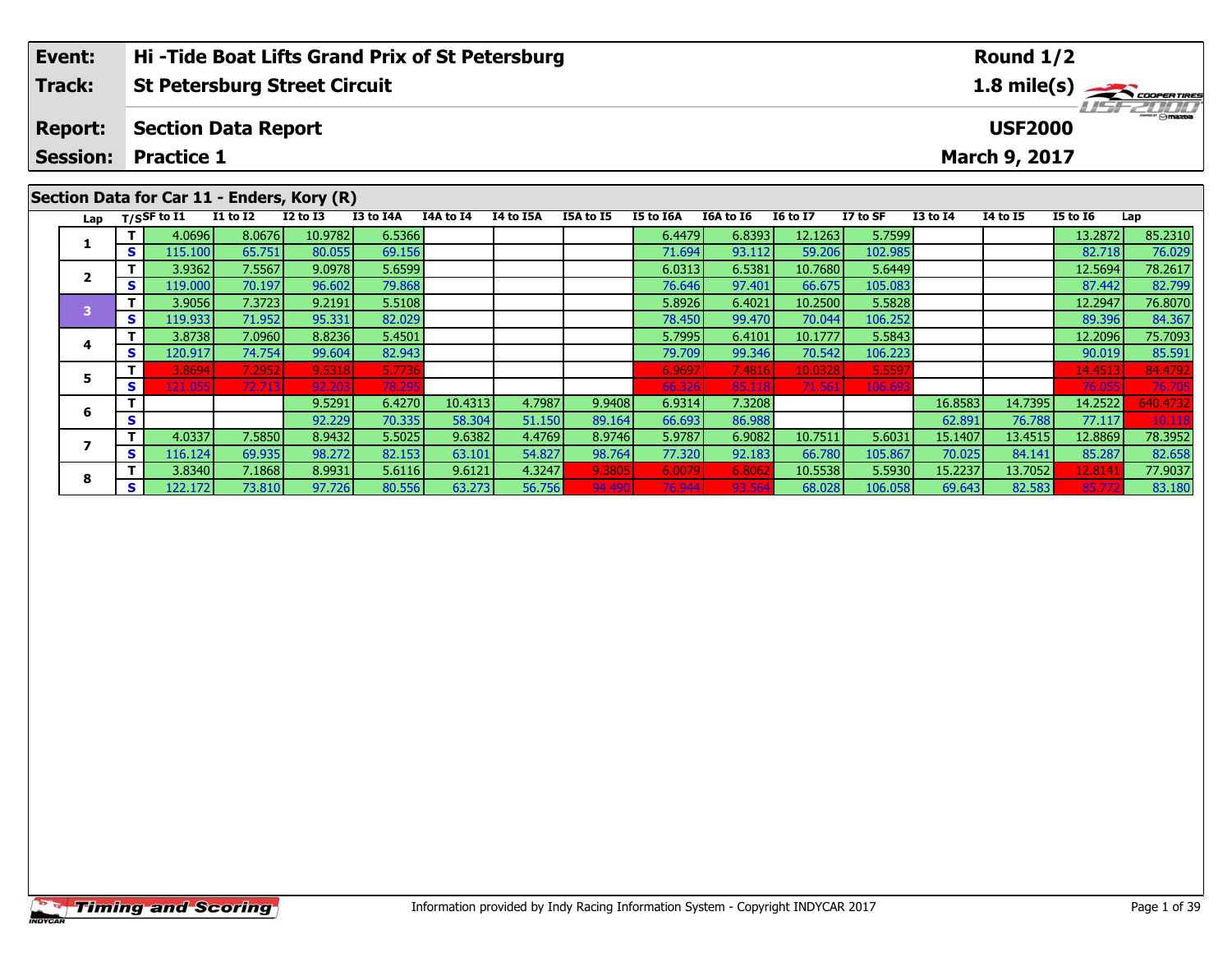| **Event:** | **Hi -Tide Boat Lifts Grand Prix of St Petersburg** | **Round 1/2** |
|---|---|---|
| **Track:** | **St Petersburg Street Circuit** | **1.8 mile(s)** |
| **Report:** | **Section Data Report** | **USF2000** |
| **Session:** | **Practice 1** | **March 9, 2017** |

## Section Data for Car 11 - Enders, Kory (R)

| Lap | T/S | SF to I1 | I1 to I2 | I2 to I3 | I3 to I4A | I4A to I4 | I4 to I5A | I5A to I5 | I5 to I6A | I6A to I6 | I6 to I7 | I7 to SF | I3 to I4 | I4 to I5 | I5 to I6 | Lap |
|---|---|---|---|---|---|---|---|---|---|---|---|---|---|---|---|---|
| 1 | T | 4.0696 | 8.0676 | 10.9782 | 6.5366 | | | | 6.4479 | 6.8393 | 12.1263 | 5.7599 | | | 13.2872 | 85.2310 |
| | S | 115.100 | 65.751 | 80.055 | 69.156 | | | | 71.694 | 93.112 | 59.206 | 102.985 | | | 82.718 | 76.029 |
| 2 | T | 3.9362 | 7.5567 | 9.0978 | 5.6599 | | | | 6.0313 | 6.5381 | 10.7680 | 5.6449 | | | 12.5694 | 78.2617 |
| | S | 119.000 | 70.197 | 96.602 | 79.868 | | | | 76.646 | 97.401 | 66.675 | 105.083 | | | 87.442 | 82.799 |
| 3 | T | 3.9056 | 7.3723 | 9.2191 | 5.5108 | | | | 5.8926 | 6.4021 | 10.2500 | 5.5828 | | | 12.2947 | 76.8070 |
| | S | 119.933 | 71.952 | 95.331 | 82.029 | | | | 78.450 | 99.470 | 70.044 | 106.252 | | | 89.396 | 84.367 |
| 4 | T | 3.8738 | 7.0960 | 8.8236 | 5.4501 | | | | 5.7995 | 6.4101 | 10.1777 | 5.5843 | | | 12.2096 | 75.7093 |
| | S | 120.917 | 74.754 | 99.604 | 82.943 | | | | 79.709 | 99.346 | 70.542 | 106.223 | | | 90.019 | 85.591 |
| 5 | T | 3.8694 | 7.2952 | 9.5318 | 5.7736 | | | | 6.9697 | 7.4816 | 10.0328 | 5.5597 | | | 14.4513 | 84.4792 |
| | S | 121.055 | 72.713 | 92.203 | 78.295 | | | | 66.326 | 85.118 | 71.561 | 106.693 | | | 76.055 | 76.705 |
| 6 | T | | | 9.5291 | 6.4270 | 10.4313 | 4.7987 | 9.9408 | 6.9314 | 7.3208 | | | 16.8583 | 14.7395 | 14.2522 | 640.4732 |
| | S | | | 92.229 | 70.335 | 58.304 | 51.150 | 89.164 | 66.693 | 86.988 | | | 62.891 | 76.788 | 77.117 | 10.118 |
| 7 | T | 4.0337 | 7.5850 | 8.9432 | 5.5025 | 9.6382 | 4.4769 | 8.9746 | 5.9787 | 6.9082 | 10.7511 | 5.6031 | 15.1407 | 13.4515 | 12.8869 | 78.3952 |
| | S | 116.124 | 69.935 | 98.272 | 82.153 | 63.101 | 54.827 | 98.764 | 77.320 | 92.183 | 66.780 | 105.867 | 70.025 | 84.141 | 85.287 | 82.658 |
| 8 | T | 3.8340 | 7.1868 | 8.9931 | 5.6116 | 9.6121 | 4.3247 | 9.3805 | 6.0079 | 6.8062 | 10.5538 | 5.5930 | 15.2237 | 13.7052 | 12.8141 | 77.9037 |
| | S | 122.172 | 73.810 | 97.726 | 80.556 | 63.273 | 56.756 | 94.490 | 76.944 | 93.564 | 68.028 | 106.058 | 69.643 | 82.583 | 85.772 | 83.180 |

Timing and Scoring

Information provided by Indy Racing Information System - Copyright INDYCAR 2017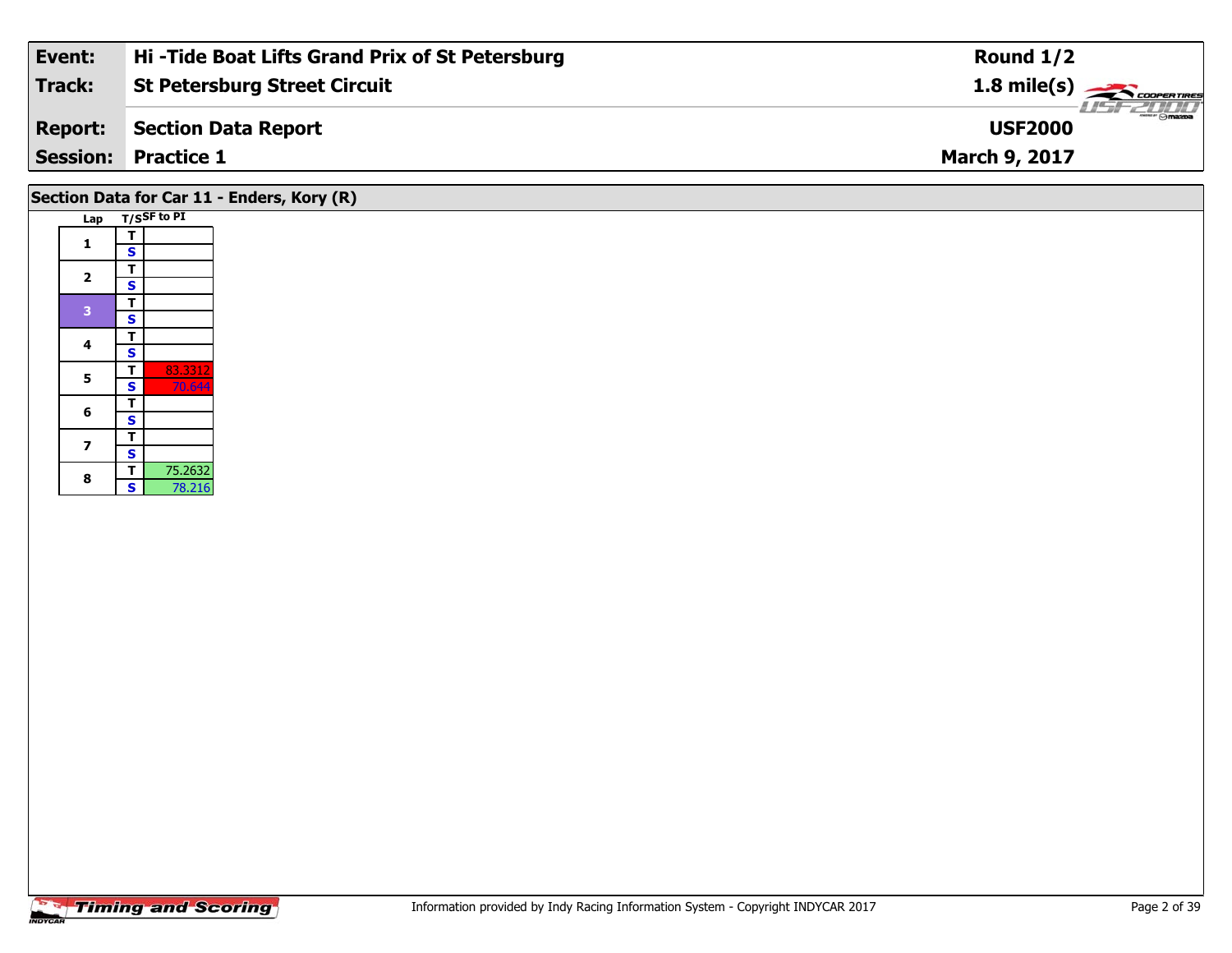| Event: | Hi -Tide Boat Lifts Grand Prix of St Petersburg | Round 1/2 |
|---|---|---|
| Track: | St Petersburg Street Circuit | 1.8 mile(s) |
| Report: | Section Data Report | USF2000 |
| Session: | Practice 1 | March 9, 2017 |

## Section Data for Car 11 - Enders, Kory (R)

| Lap | T/S | SF to PI |
|---|---|---|
| 1 | T | |
| | S | |
| 2 | T | |
| | S | |
| 3 | T | |
| | S | |
| 4 | T | |
| | S | |
| 5 | T | 83.3312 |
| | S | 70.644 |
| 6 | T | |
| | S | |
| 7 | T | |
| | S | |
| 8 | T | 75.2632 |
| | S | 78.216 |

Information provided by Indy Racing Information System - Copyright INDYCAR 2017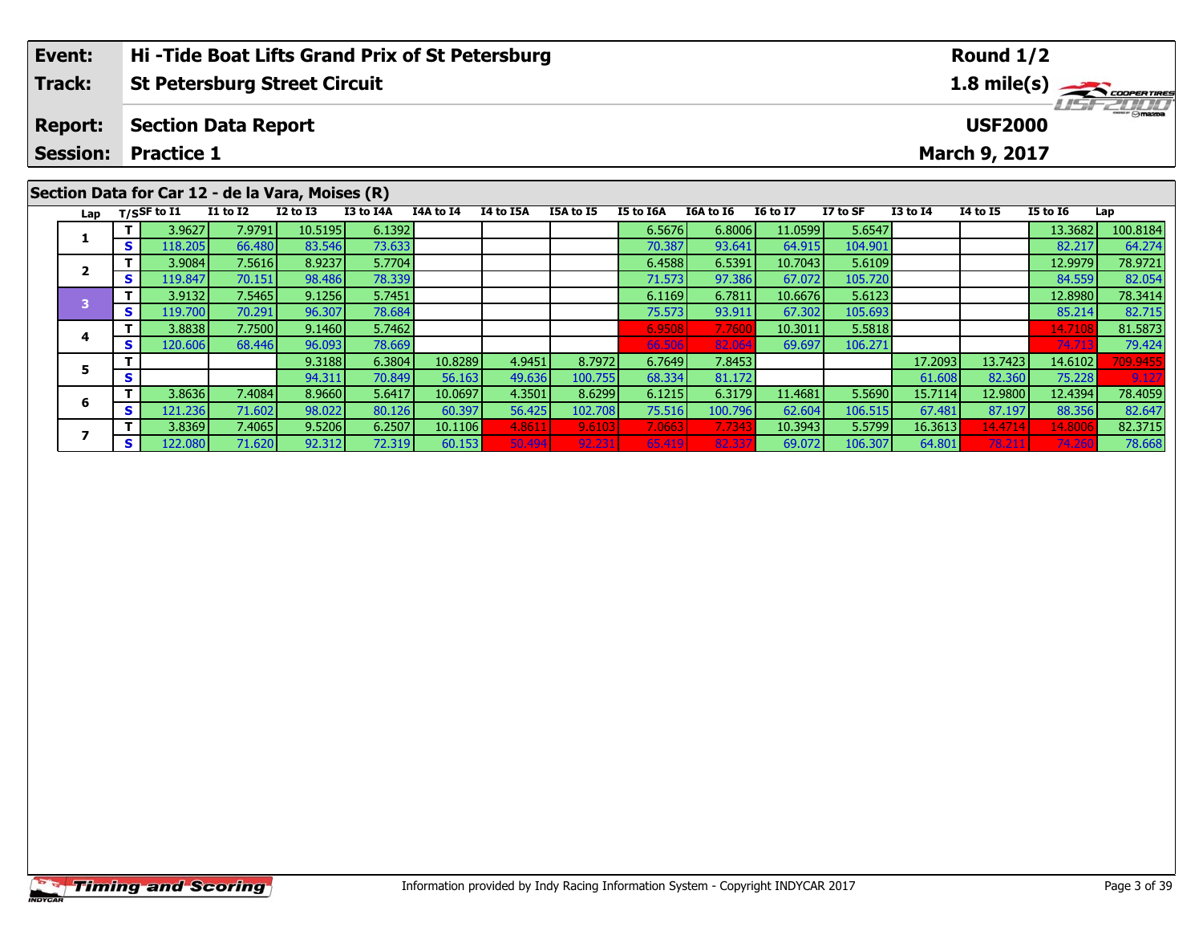| Event: | Hi -Tide Boat Lifts Grand Prix of St Petersburg | Round 1/2 |
|---|---|---|
| Track: | St Petersburg Street Circuit | 1.8 mile(s) |
| Report: | Section Data Report | USF2000 |
| Session: | Practice 1 | March 9, 2017 |

## Section Data for Car 12 - de la Vara, Moises (R)

| Lap | T/S | SF to I1 | I1 to I2 | I2 to I3 | I3 to I4A | I4A to I4 | I4 to I5A | I5A to I5 | I5 to I6A | I6A to I6 | I6 to I7 | I7 to SF | I3 to I4 | I4 to I5 | I5 to I6 | Lap |
|---|---|---|---|---|---|---|---|---|---|---|---|---|---|---|---|---|
| 1 | T | 3.9627 | 7.9791 | 10.5195 | 6.1392 | | | | 6.5676 | 6.8006 | 11.0599 | 5.6547 | | | 13.3682 | 100.8184 |
| | S | 118.205 | 66.480 | 83.546 | 73.633 | | | | 70.387 | 93.641 | 64.915 | 104.901 | | | 82.217 | 64.274 |
| 2 | T | 3.9084 | 7.5616 | 8.9237 | 5.7704 | | | | 6.4588 | 6.5391 | 10.7043 | 5.6109 | | | 12.9979 | 78.9721 |
| | S | 119.847 | 70.151 | 98.486 | 78.339 | | | | 71.573 | 97.386 | 67.072 | 105.720 | | | 84.559 | 82.054 |
| 3 | T | 3.9132 | 7.5465 | 9.1256 | 5.7451 | | | | 6.1169 | 6.7811 | 10.6676 | 5.6123 | | | 12.8980 | 78.3414 |
| | S | 119.700 | 70.291 | 96.307 | 78.684 | | | | 75.573 | 93.911 | 67.302 | 105.693 | | | 85.214 | 82.715 |
| 4 | T | 3.8838 | 7.7500 | 9.1460 | 5.7462 | | | | 6.9508 | 7.7600 | 10.3011 | 5.5818 | | | 14.7108 | 81.5873 |
| | S | 120.606 | 68.446 | 96.093 | 78.669 | | | | 66.506 | 82.064 | 69.697 | 106.271 | | | 74.713 | 79.424 |
| 5 | T | | | 9.3188 | 6.3804 | 10.8289 | 4.9451 | 8.7972 | 6.7649 | 7.8453 | | | 17.2093 | 13.7423 | 14.6102 | 709.9455 |
| | S | | | 94.311 | 70.849 | 56.163 | 49.636 | 100.755 | 68.334 | 81.172 | | | 61.608 | 82.360 | 75.228 | 9.127 |
| 6 | T | 3.8636 | 7.4084 | 8.9660 | 5.6417 | 10.0697 | 4.3501 | 8.6299 | 6.1215 | 6.3179 | 11.4681 | 5.5690 | 15.7114 | 12.9800 | 12.4394 | 78.4059 |
| | S | 121.236 | 71.602 | 98.022 | 80.126 | 60.397 | 56.425 | 102.708 | 75.516 | 100.796 | 62.604 | 106.515 | 67.481 | 87.197 | 88.356 | 82.647 |
| 7 | T | 3.8369 | 7.4065 | 9.5206 | 6.2507 | 10.1106 | 4.8611 | 9.6103 | 7.0663 | 7.7343 | 10.3943 | 5.5799 | 16.3613 | 14.4714 | 14.8006 | 82.3715 |
| | S | 122.080 | 71.620 | 92.312 | 72.319 | 60.153 | 50.494 | 92.231 | 65.419 | 82.337 | 69.072 | 106.307 | 64.801 | 78.211 | 74.260 | 78.668 |

Information provided by Indy Racing Information System - Copyright INDYCAR 2017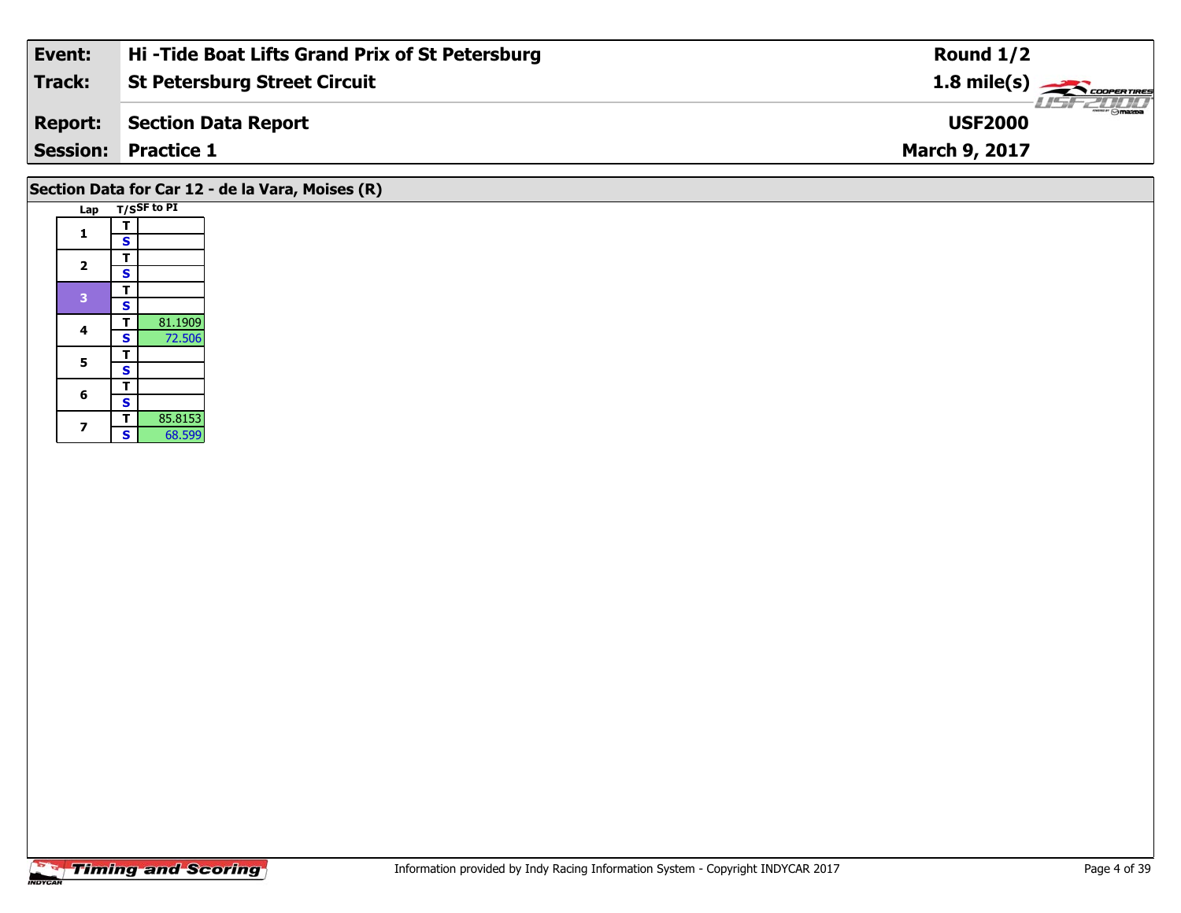| Event: | Hi -Tide Boat Lifts Grand Prix of St Petersburg | Round 1/2 |
|---|---|---|
| Track: | St Petersburg Street Circuit | 1.8 mile(s) |
| Report: | Section Data Report | USF2000 |
| Session: | Practice 1 | March 9, 2017 |

## Section Data for Car 12 - de la Vara, Moises (R)

| Lap | T/S | SF to PI |
|---|---|---|
| 1 | T | |
| | S | |
| 2 | T | |
| | S | |
| 3 | T | |
| | S | |
| 4 | T | 81.1909 |
| | S | 72.506 |
| 5 | T | |
| | S | |
| 6 | T | |
| | S | |
| 7 | T | 85.8153 |
| | S | 68.599 |

Information provided by Indy Racing Information System - Copyright INDYCAR 2017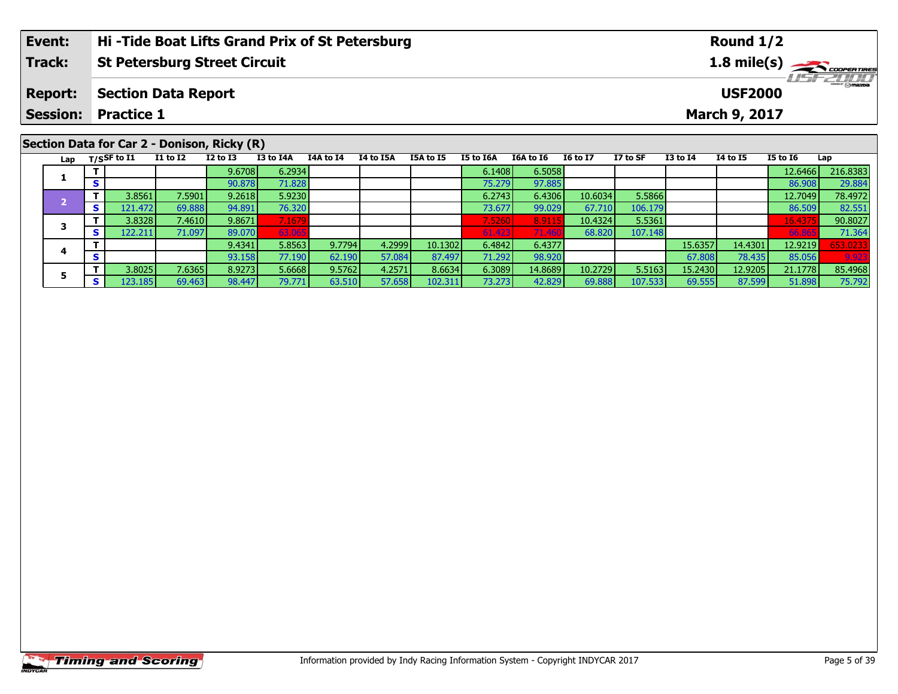| Event: | Hi -Tide Boat Lifts Grand Prix of St Petersburg | Round 1/2 |
|---|---|---|
| Track: | St Petersburg Street Circuit | 1.8 mile(s) |
| Report: | Section Data Report | USF2000 |
| Session: | Practice 1 | March 9, 2017 |

## Section Data for Car 2 - Donison, Ricky (R)

| Lap | T/S | SF to I1 | I1 to I2 | I2 to I3 | I3 to I4A | I4A to I4 | I4 to I5A | I5A to I5 | I5 to I6A | I6A to I6 | I6 to I7 | I7 to SF | I3 to I4 | I4 to I5 | I5 to I6 | Lap |
|---|---|---|---|---|---|---|---|---|---|---|---|---|---|---|---|---|
| 1 | T | | | 9.6708 | 6.2934 | | | | 6.1408 | 6.5058 | | | | | 12.6466 | 216.8383 |
| | S | | | 90.878 | 71.828 | | | | 75.279 | 97.885 | | | | | 86.908 | 29.884 |
| 2 | T | 3.8561 | 7.5901 | 9.2618 | 5.9230 | | | | 6.2743 | 6.4306 | 10.6034 | 5.5866 | | | 12.7049 | 78.4972 |
| | S | 121.472 | 69.888 | 94.891 | 76.320 | | | | 73.677 | 99.029 | 67.710 | 106.179 | | | 86.509 | 82.551 |
| 3 | T | 3.8328 | 7.4610 | 9.8671 | 7.1679 | | | | 7.5260 | 8.9115 | 10.4324 | 5.5361 | | | 16.4375 | 90.8027 |
| | S | 122.211 | 71.097 | 89.070 | 63.065 | | | | 61.423 | 71.460 | 68.820 | 107.148 | | | 66.865 | 71.364 |
| 4 | T | | | 9.4341 | 5.8563 | 9.7794 | 4.2999 | 10.1302 | 6.4842 | 6.4377 | | | 15.6357 | 14.4301 | 12.9219 | 653.0233 |
| | S | | | 93.158 | 77.190 | 62.190 | 57.084 | 87.497 | 71.292 | 98.920 | | | 67.808 | 78.435 | 85.056 | 9.923 |
| 5 | T | 3.8025 | 7.6365 | 8.9273 | 5.6668 | 9.5762 | 4.2571 | 8.6634 | 6.3089 | 14.8689 | 10.2729 | 5.5163 | 15.2430 | 12.9205 | 21.1778 | 85.4968 |
| | S | 123.185 | 69.463 | 98.447 | 79.771 | 63.510 | 57.658 | 102.311 | 73.273 | 42.829 | 69.888 | 107.533 | 69.555 | 87.599 | 51.898 | 75.792 |

Information provided by Indy Racing Information System - Copyright INDYCAR 2017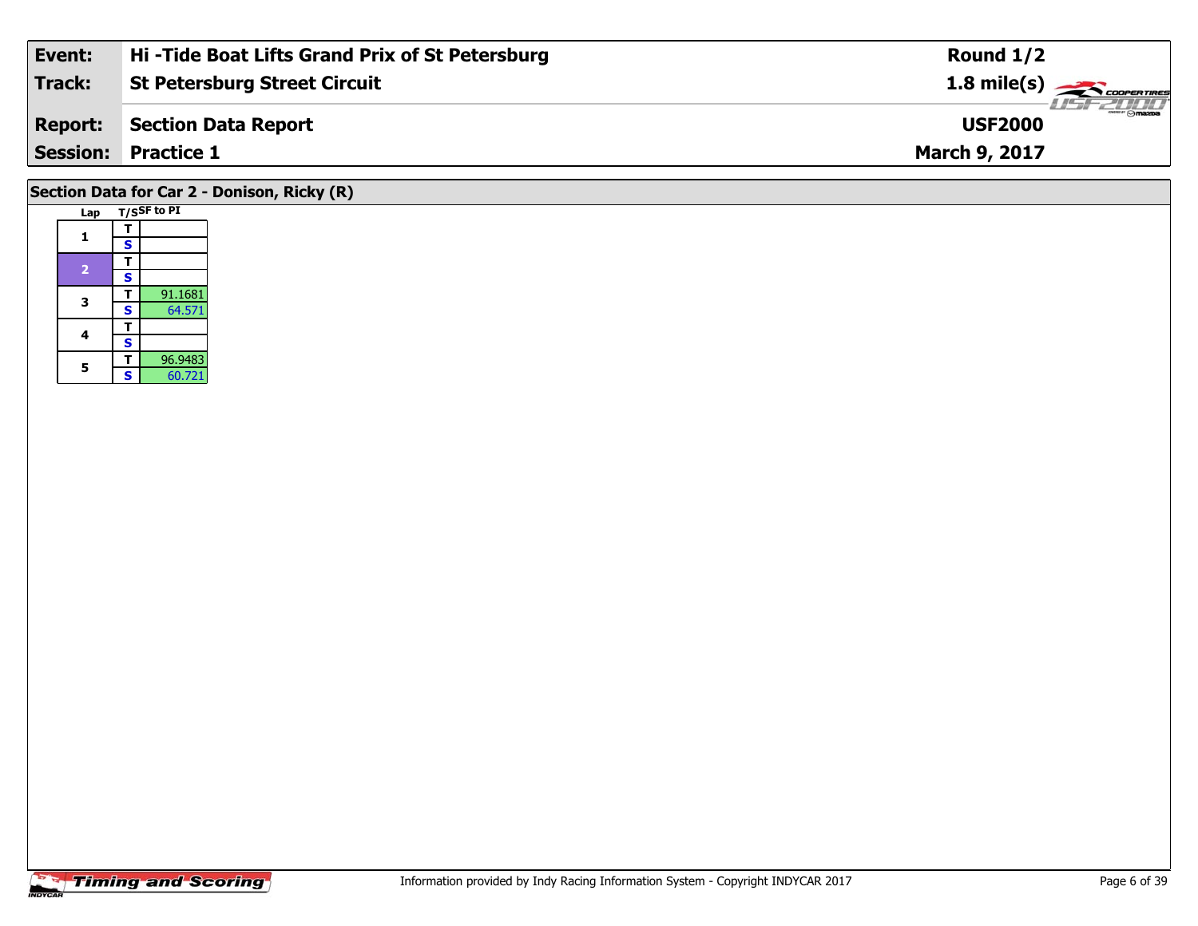| Event: | Hi -Tide Boat Lifts Grand Prix of St Petersburg | Round 1/2 |
| --- | --- | --- |
| Track: | St Petersburg Street Circuit | 1.8 mile(s) |
| Report: | Section Data Report | USF2000 |
| Session: | Practice 1 | March 9, 2017 |

## Section Data for Car 2 - Donison, Ricky (R)

| Lap | T/S | SF to PI |
| --- | --- | --- |
| 1 | T | |
| | S | |
| 2 | T | |
| | S | |
| 3 | T | 91.1681 |
| | S | 64.571 |
| 4 | T | |
| | S | |
| 5 | T | 96.9483 |
| | S | 60.721 |

Information provided by Indy Racing Information System - Copyright INDYCAR 2017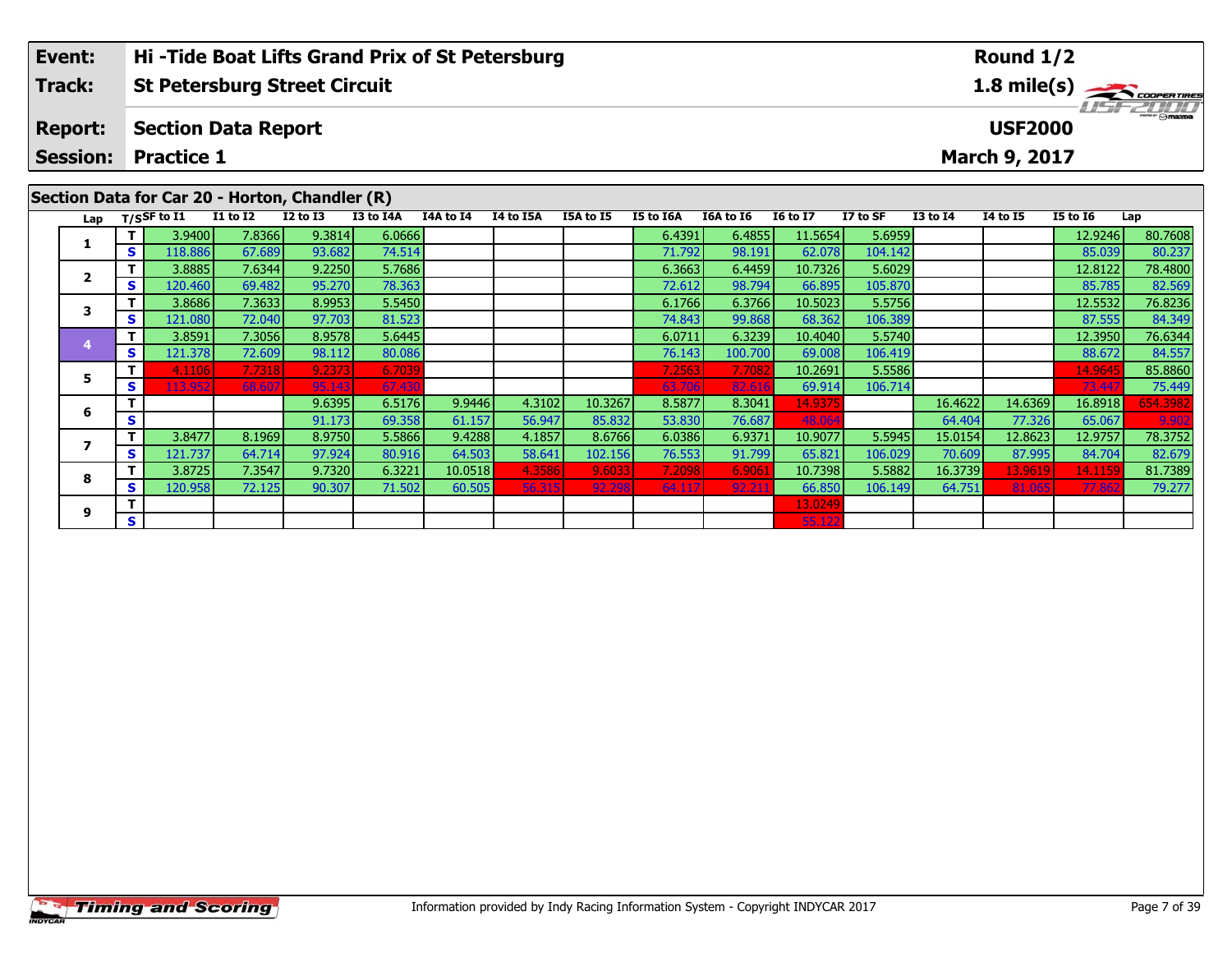| Event: | Hi -Tide Boat Lifts Grand Prix of St Petersburg | Round 1/2 |
|---|---|---|
| Track: | St Petersburg Street Circuit | 1.8 mile(s) |
| Report: | Section Data Report | USF2000 |
| Session: | Practice 1 | March 9, 2017 |

## Section Data for Car 20 - Horton, Chandler (R)

| Lap | T/S | SF to I1 | I1 to I2 | I2 to I3 | I3 to I4A | I4A to I4 | I4 to I5A | I5A to I5 | I5 to I6A | I6A to I6 | I6 to I7 | I7 to SF | I3 to I4 | I4 to I5 | I5 to I6 | Lap |
|---|---|---|---|---|---|---|---|---|---|---|---|---|---|---|---|---|
| 1 | T | 3.9400 | 7.8366 | 9.3814 | 6.0666 | | | | 6.4391 | 6.4855 | 11.5654 | 5.6959 | | | 12.9246 | 80.7608 |
| | S | 118.886 | 67.689 | 93.682 | 74.514 | | | | 71.792 | 98.191 | 62.078 | 104.142 | | | 85.039 | 80.237 |
| 2 | T | 3.8885 | 7.6344 | 9.2250 | 5.7686 | | | | 6.3663 | 6.4459 | 10.7326 | 5.6029 | | | 12.8122 | 78.4800 |
| | S | 120.460 | 69.482 | 95.270 | 78.363 | | | | 72.612 | 98.794 | 66.895 | 105.870 | | | 85.785 | 82.569 |
| 3 | T | 3.8686 | 7.3633 | 8.9953 | 5.5450 | | | | 6.1766 | 6.3766 | 10.5023 | 5.5756 | | | 12.5532 | 76.8236 |
| | S | 121.080 | 72.040 | 97.703 | 81.523 | | | | 74.843 | 99.868 | 68.362 | 106.389 | | | 87.555 | 84.349 |
| 4 | T | 3.8591 | 7.3056 | 8.9578 | 5.6445 | | | | 6.0711 | 6.3239 | 10.4040 | 5.5740 | | | 12.3950 | 76.6344 |
| | S | 121.378 | 72.609 | 98.112 | 80.086 | | | | 76.143 | 100.700 | 69.008 | 106.419 | | | 88.672 | 84.557 |
| 5 | T | 4.1106 | 7.7318 | 9.2373 | 6.7039 | | | | 7.2563 | 7.7082 | 10.2691 | 5.5586 | | | 14.9645 | 85.8860 |
| | S | 113.952 | 68.607 | 95.143 | 67.430 | | | | 63.706 | 82.616 | 69.914 | 106.714 | | | 73.447 | 75.449 |
| 6 | T | | | 9.6395 | 6.5176 | 9.9446 | 4.3102 | 10.3267 | 8.5877 | 8.3041 | 14.9375 | | 16.4622 | 14.6369 | 16.8918 | 654.3982 |
| | S | | | 91.173 | 69.358 | 61.157 | 56.947 | 85.832 | 53.830 | 76.687 | 48.064 | | 64.404 | 77.326 | 65.067 | 9.902 |
| 7 | T | 3.8477 | 8.1969 | 8.9750 | 5.5866 | 9.4288 | 4.1857 | 8.6766 | 6.0386 | 6.9371 | 10.9077 | 5.5945 | 15.0154 | 12.8623 | 12.9757 | 78.3752 |
| | S | 121.737 | 64.714 | 97.924 | 80.916 | 64.503 | 58.641 | 102.156 | 76.553 | 91.799 | 65.821 | 106.029 | 70.609 | 87.995 | 84.704 | 82.679 |
| 8 | T | 3.8725 | 7.3547 | 9.7320 | 6.3221 | 10.0518 | 4.3586 | 9.6033 | 7.2098 | 6.9061 | 10.7398 | 5.5882 | 16.3739 | 13.9619 | 14.1159 | 81.7389 |
| | S | 120.958 | 72.125 | 90.307 | 71.502 | 60.505 | 56.315 | 92.298 | 64.117 | 92.211 | 66.850 | 106.149 | 64.751 | 81.065 | 77.862 | 79.277 |
| 9 | T | | | | | | | | | | 13.0249 | | | | | |
| | S | | | | | | | | | | 55.122 | | | | | |

Information provided by Indy Racing Information System - Copyright INDYCAR 2017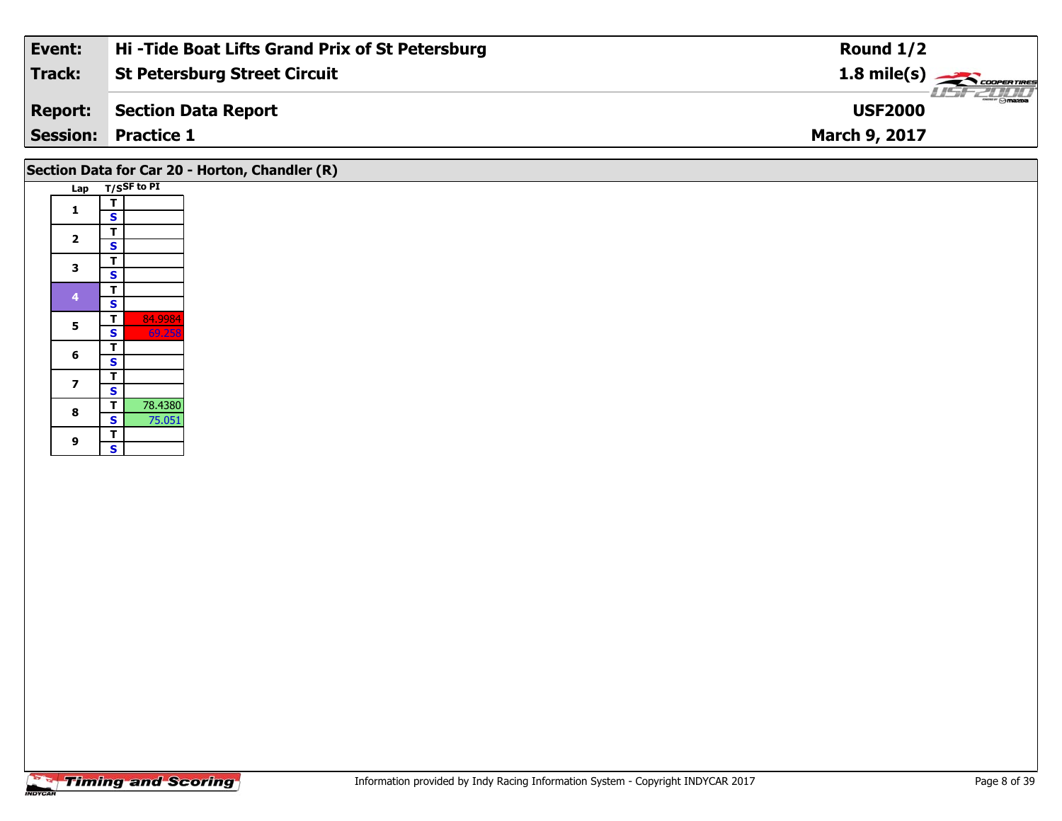| Event: | Hi -Tide Boat Lifts Grand Prix of St Petersburg | Round 1/2 |
| --- | --- | --- |
| Track: | St Petersburg Street Circuit | 1.8 mile(s) |
| Report: | Section Data Report | USF2000 |
| Session: | Practice 1 | March 9, 2017 |

## Section Data for Car 20 - Horton, Chandler (R)

| Lap | T/S | SF to PI |
| --- | --- | --- |
| 1 | T | |
| | S | |
| 2 | T | |
| | S | |
| 3 | T | |
| | S | |
| 4 | T | |
| | S | |
| 5 | T | 84.9984 |
| | S | 69.258 |
| 6 | T | |
| | S | |
| 7 | T | |
| | S | |
| 8 | T | 78.4380 |
| | S | 75.051 |
| 9 | T | |
| | S | |

Information provided by Indy Racing Information System - Copyright INDYCAR 2017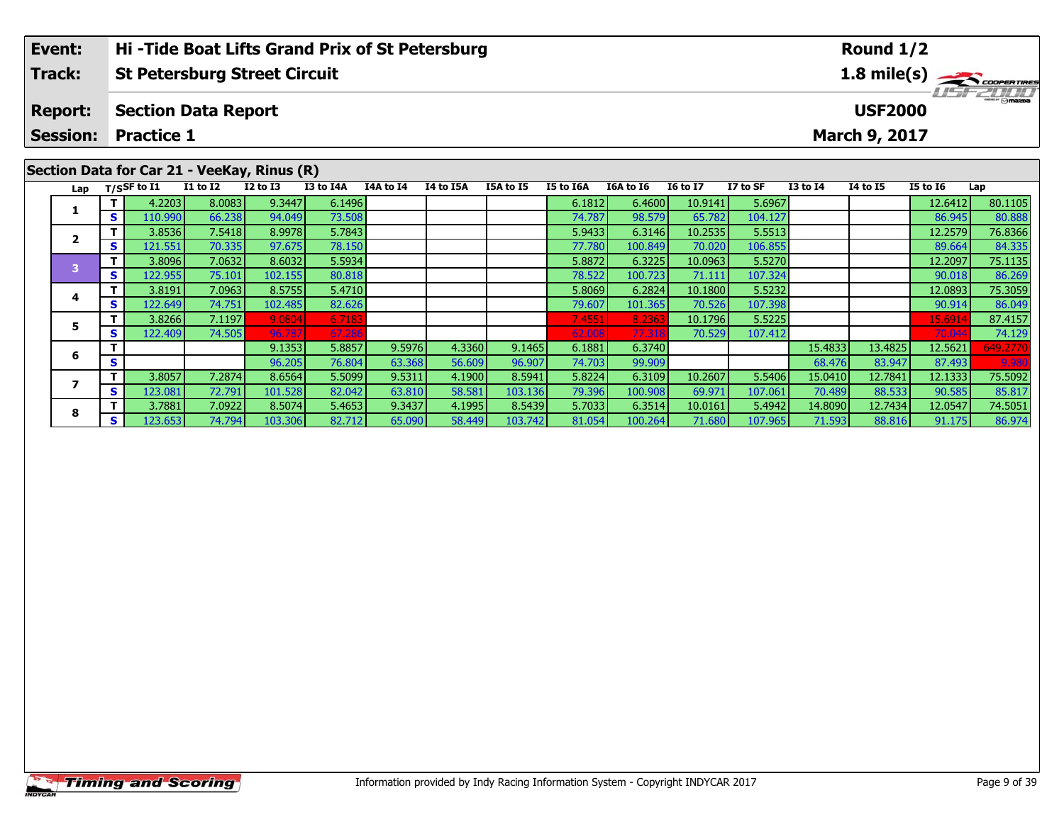| Event: | Hi -Tide Boat Lifts Grand Prix of St Petersburg | Round 1/2 |
|---|---|---|
| Track: | St Petersburg Street Circuit | 1.8 mile(s) |
| Report: | Section Data Report | USF2000 |
| Session: | Practice 1 | March 9, 2017 |

## Section Data for Car 21 - VeeKay, Rinus (R)

| Lap | T/S | SF to I1 | I1 to I2 | I2 to I3 | I3 to I4A | I4A to I4 | I4 to I5A | I5A to I5 | I5 to I6A | I6A to I6 | I6 to I7 | I7 to SF | I3 to I4 | I4 to I5 | I5 to I6 | Lap |
|---|---|---|---|---|---|---|---|---|---|---|---|---|---|---|---|---|
| 1 | T | 4.2203 | 8.0083 | 9.3447 | 6.1496 | | | | 6.1812 | 6.4600 | 10.9141 | 5.6967 | | | 12.6412 | 80.1105 |
| | S | 110.990 | 66.238 | 94.049 | 73.508 | | | | 74.787 | 98.579 | 65.782 | 104.127 | | | 86.945 | 80.888 |
| 2 | T | 3.8536 | 7.5418 | 8.9978 | 5.7843 | | | | 5.9433 | 6.3146 | 10.2535 | 5.5513 | | | 12.2579 | 76.8366 |
| | S | 121.551 | 70.335 | 97.675 | 78.150 | | | | 77.780 | 100.849 | 70.020 | 106.855 | | | 89.664 | 84.335 |
| 3 | T | 3.8096 | 7.0632 | 8.6032 | 5.5934 | | | | 5.8872 | 6.3225 | 10.0963 | 5.5270 | | | 12.2097 | 75.1135 |
| | S | 122.955 | 75.101 | 102.155 | 80.818 | | | | 78.522 | 100.723 | 71.111 | 107.324 | | | 90.018 | 86.269 |
| 4 | T | 3.8191 | 7.0963 | 8.5755 | 5.4710 | | | | 5.8069 | 6.2824 | 10.1800 | 5.5232 | | | 12.0893 | 75.3059 |
| | S | 122.649 | 74.751 | 102.485 | 82.626 | | | | 79.607 | 101.365 | 70.526 | 107.398 | | | 90.914 | 86.049 |
| 5 | T | 3.8266 | 7.1197 | 9.0804 | 6.7183 | | | | 7.4551 | 8.2363 | 10.1796 | 5.5225 | | | 15.6914 | 87.4157 |
| | S | 122.409 | 74.505 | 96.787 | 67.286 | | | | 62.008 | 77.318 | 70.529 | 107.412 | | | 70.044 | 74.129 |
| 6 | T | | | 9.1353 | 5.8857 | 9.5976 | 4.3360 | 9.1465 | 6.1881 | 6.3740 | | | 15.4833 | 13.4825 | 12.5621 | 649.2770 |
| | S | | | 96.205 | 76.804 | 63.368 | 56.609 | 96.907 | 74.703 | 99.909 | | | 68.476 | 83.947 | 87.493 | 9.980 |
| 7 | T | 3.8057 | 7.2874 | 8.6564 | 5.5099 | 9.5311 | 4.1900 | 8.5941 | 5.8224 | 6.3109 | 10.2607 | 5.5406 | 15.0410 | 12.7841 | 12.1333 | 75.5092 |
| | S | 123.081 | 72.791 | 101.528 | 82.042 | 63.810 | 58.581 | 103.136 | 79.396 | 100.908 | 69.971 | 107.061 | 70.489 | 88.533 | 90.585 | 85.817 |
| 8 | T | 3.7881 | 7.0922 | 8.5074 | 5.4653 | 9.3437 | 4.1995 | 8.5439 | 5.7033 | 6.3514 | 10.0161 | 5.4942 | 14.8090 | 12.7434 | 12.0547 | 74.5051 |
| | S | 123.653 | 74.794 | 103.306 | 82.712 | 65.090 | 58.449 | 103.742 | 81.054 | 100.264 | 71.680 | 107.965 | 71.593 | 88.816 | 91.175 | 86.974 |

Information provided by Indy Racing Information System - Copyright INDYCAR 2017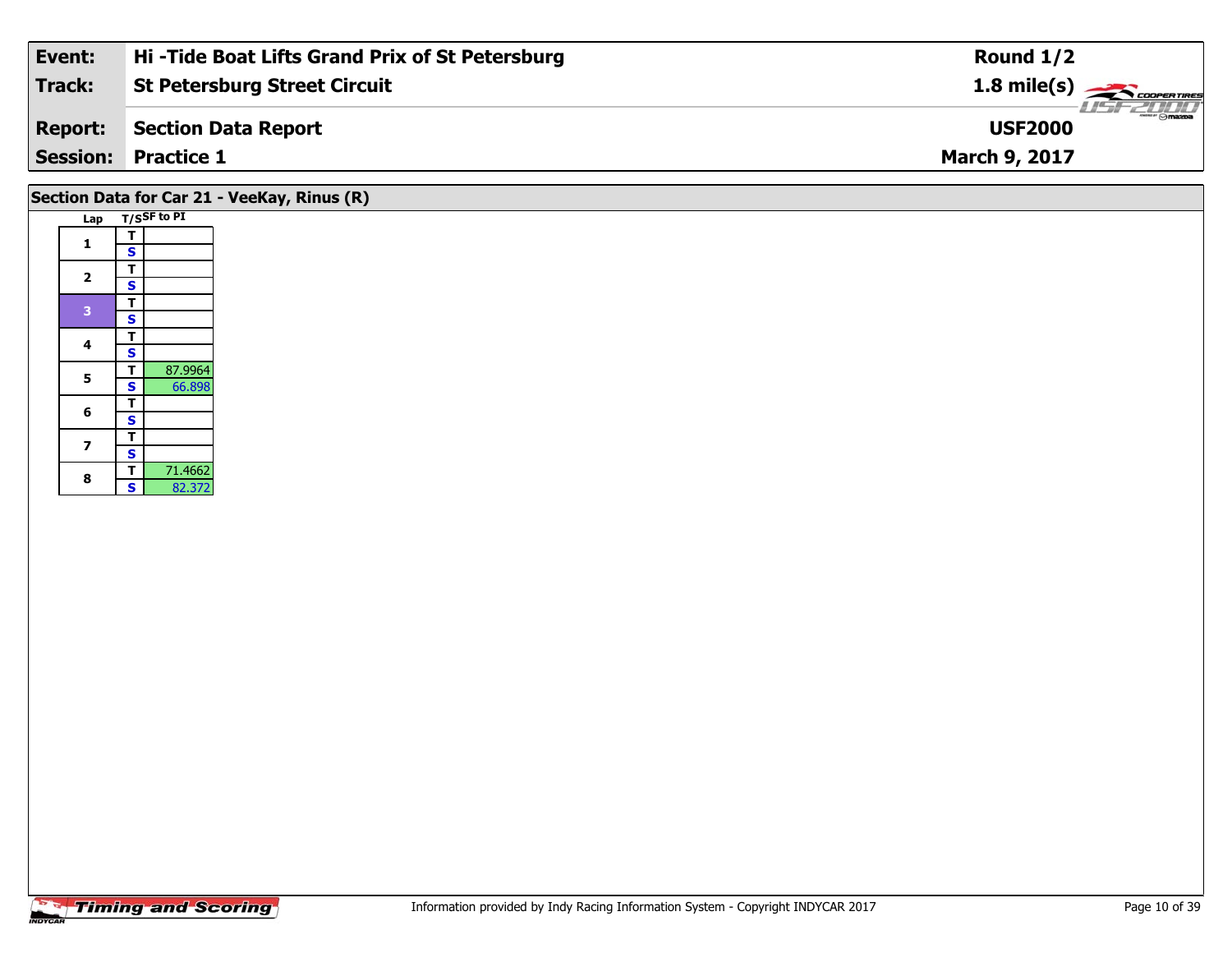| **Event:** | **Hi -Tide Boat Lifts Grand Prix of St Petersburg** | **Round 1/2** |
|---|---|---|
| **Track:** | **St Petersburg Street Circuit** | **1.8 mile(s)** |
| **Report:** | **Section Data Report** | **USF2000** |
| **Session:** | **Practice 1** | **March 9, 2017** |

## Section Data for Car 21 - VeeKay, Rinus (R)

| Lap | T/S | SF to PI |
|---|---|---|
| 1 | T | |
| | S | |
| 2 | T | |
| | S | |
| 3 | T | |
| | S | |
| 4 | T | |
| | S | |
| 5 | T | 87.9964 |
| | S | 66.898 |
| 6 | T | |
| | S | |
| 7 | T | |
| | S | |
| 8 | T | 71.4662 |
| | S | 82.372 |

Information provided by Indy Racing Information System - Copyright INDYCAR 2017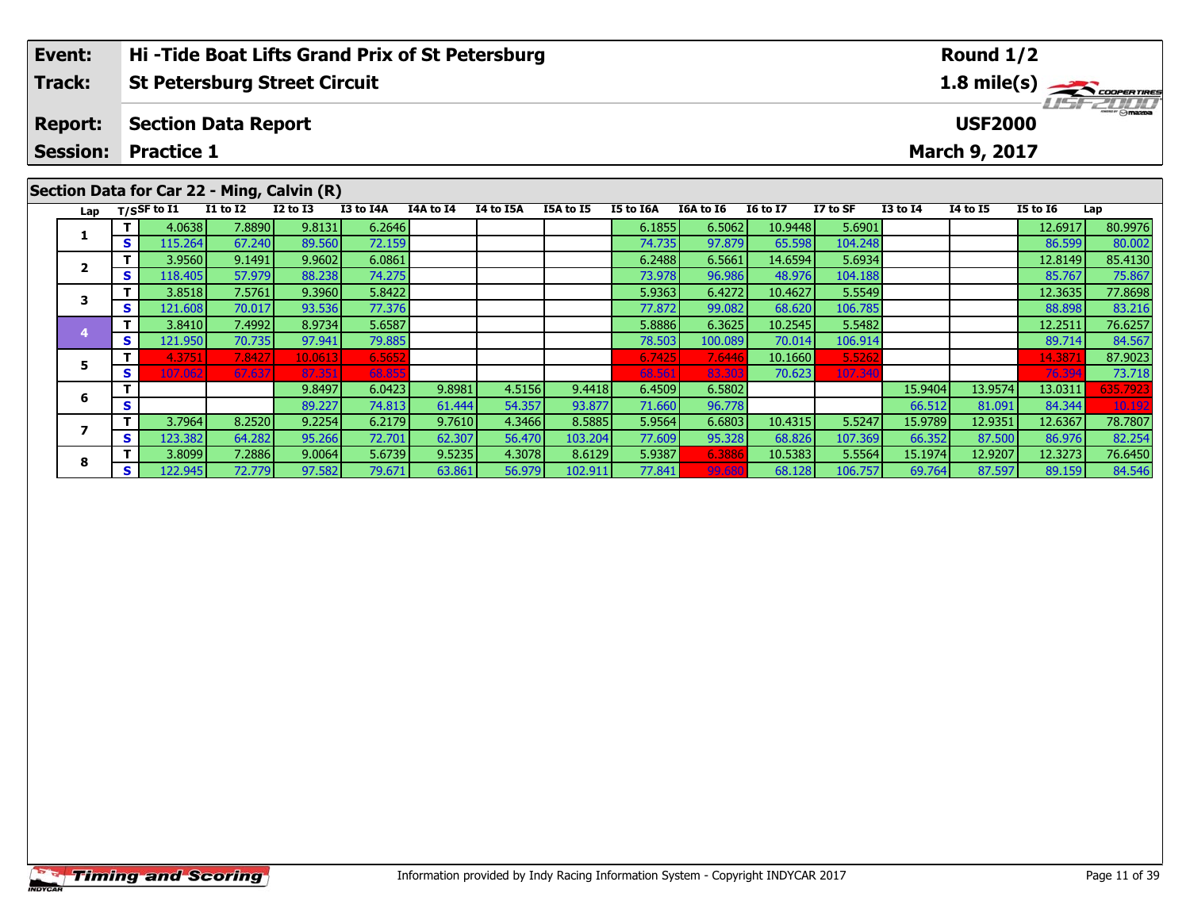| Event: | Hi -Tide Boat Lifts Grand Prix of St Petersburg | Round 1/2 |
|---|---|---|
| Track: | St Petersburg Street Circuit | 1.8 mile(s) |
| Report: | Section Data Report | USF2000 |
| Session: | Practice 1 | March 9, 2017 |

## Section Data for Car 22 - Ming, Calvin (R)

| Lap | T/S | SF to I1 | I1 to I2 | I2 to I3 | I3 to I4A | I4A to I4 | I4 to I5A | I5A to I5 | I5 to I6A | I6A to I6 | I6 to I7 | I7 to SF | I3 to I4 | I4 to I5 | I5 to I6 | Lap |
|---|---|---|---|---|---|---|---|---|---|---|---|---|---|---|---|---|
| 1 | T | 4.0638 | 7.8890 | 9.8131 | 6.2646 | | | | 6.1855 | 6.5062 | 10.9448 | 5.6901 | | | 12.6917 | 80.9976 |
| | S | 115.264 | 67.240 | 89.560 | 72.159 | | | | 74.735 | 97.879 | 65.598 | 104.248 | | | 86.599 | 80.002 |
| 2 | T | 3.9560 | 9.1491 | 9.9602 | 6.0861 | | | | 6.2488 | 6.5661 | 14.6594 | 5.6934 | | | 12.8149 | 85.4130 |
| | S | 118.405 | 57.979 | 88.238 | 74.275 | | | | 73.978 | 96.986 | 48.976 | 104.188 | | | 85.767 | 75.867 |
| 3 | T | 3.8518 | 7.5761 | 9.3960 | 5.8422 | | | | 5.9363 | 6.4272 | 10.4627 | 5.5549 | | | 12.3635 | 77.8698 |
| | S | 121.608 | 70.017 | 93.536 | 77.376 | | | | 77.872 | 99.082 | 68.620 | 106.785 | | | 88.898 | 83.216 |
| 4 | T | 3.8410 | 7.4992 | 8.9734 | 5.6587 | | | | 5.8886 | 6.3625 | 10.2545 | 5.5482 | | | 12.2511 | 76.6257 |
| | S | 121.950 | 70.735 | 97.941 | 79.885 | | | | 78.503 | 100.089 | 70.014 | 106.914 | | | 89.714 | 84.567 |
| 5 | T | 4.3751 | 7.8427 | 10.0613 | 6.5652 | | | | 6.7425 | 7.6446 | 10.1660 | 5.5262 | | | 14.3871 | 87.9023 |
| | S | 107.062 | 67.637 | 87.351 | 68.855 | | | | 68.561 | 83.303 | 70.623 | 107.340 | | | 76.394 | 73.718 |
| 6 | T | | | 9.8497 | 6.0423 | 9.8981 | 4.5156 | 9.4418 | 6.4509 | 6.5802 | | | 15.9404 | 13.9574 | 13.0311 | 635.7923 |
| | S | | | 89.227 | 74.813 | 61.444 | 54.357 | 93.877 | 71.660 | 96.778 | | | 66.512 | 81.091 | 84.344 | 10.192 |
| 7 | T | 3.7964 | 8.2520 | 9.2254 | 6.2179 | 9.7610 | 4.3466 | 8.5885 | 5.9564 | 6.6803 | 10.4315 | 5.5247 | 15.9789 | 12.9351 | 12.6367 | 78.7807 |
| | S | 123.382 | 64.282 | 95.266 | 72.701 | 62.307 | 56.470 | 103.204 | 77.609 | 95.328 | 68.826 | 107.369 | 66.352 | 87.500 | 86.976 | 82.254 |
| 8 | T | 3.8099 | 7.2886 | 9.0064 | 5.6739 | 9.5235 | 4.3078 | 8.6129 | 5.9387 | 6.3886 | 10.5383 | 5.5564 | 15.1974 | 12.9207 | 12.3273 | 76.6450 |
| | S | 122.945 | 72.779 | 97.582 | 79.671 | 63.861 | 56.979 | 102.911 | 77.841 | 99.680 | 68.128 | 106.757 | 69.764 | 87.597 | 89.159 | 84.546 |

Information provided by Indy Racing Information System - Copyright INDYCAR 2017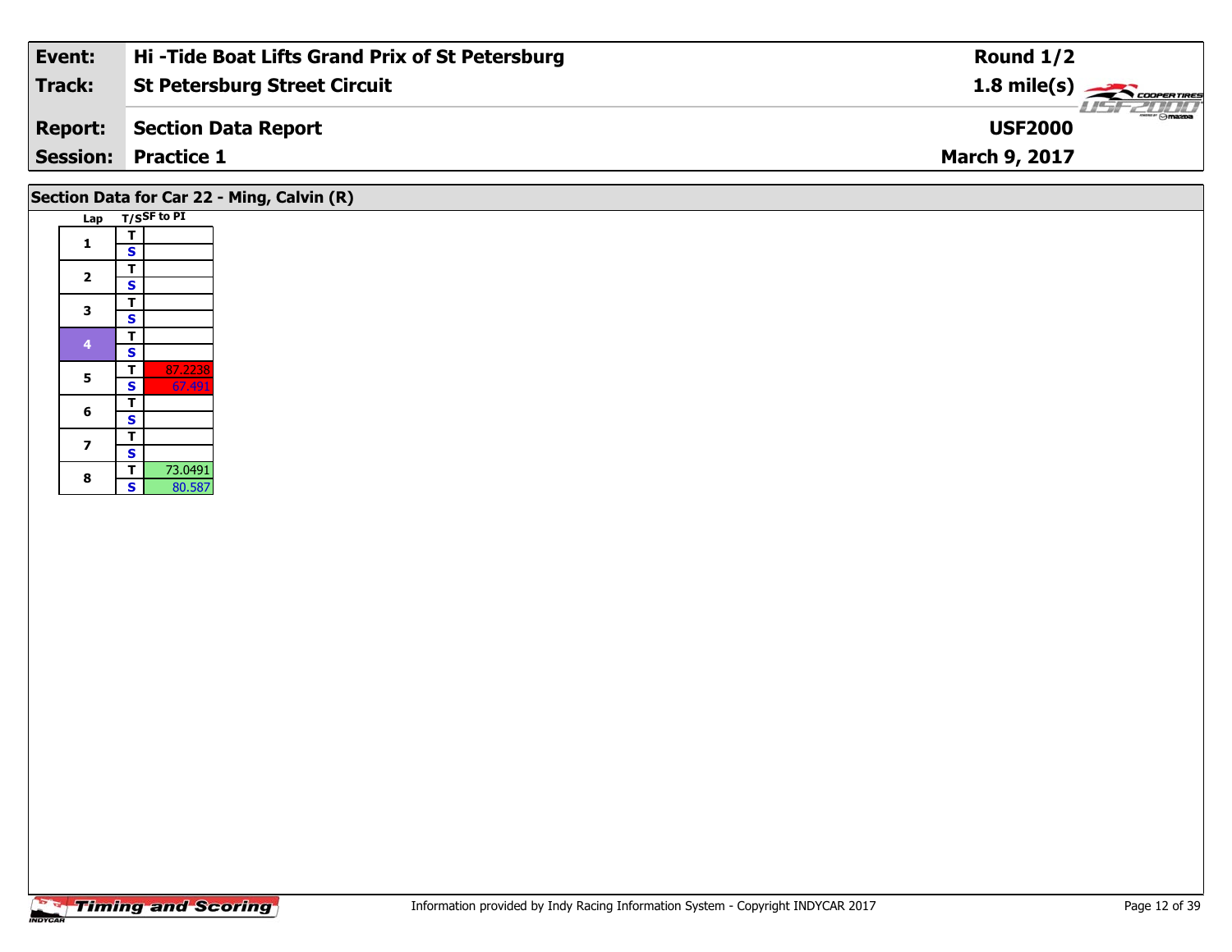| Event: | Hi -Tide Boat Lifts Grand Prix of St Petersburg | Round 1/2 |
|---|---|---|
| Track: | St Petersburg Street Circuit | 1.8 mile(s) |
| Report: | Section Data Report | USF2000 |
| Session: | Practice 1 | March 9, 2017 |

## Section Data for Car 22 - Ming, Calvin (R)

| Lap | T/S | SF to PI |
|---|---|---|
| 1 | T | |
| | S | |
| 2 | T | |
| | S | |
| 3 | T | |
| | S | |
| 4 | T | |
| | S | |
| 5 | T | 87.2238 |
| | S | 67.491 |
| 6 | T | |
| | S | |
| 7 | T | |
| | S | |
| 8 | T | 73.0491 |
| | S | 80.587 |

Information provided by Indy Racing Information System - Copyright INDYCAR 2017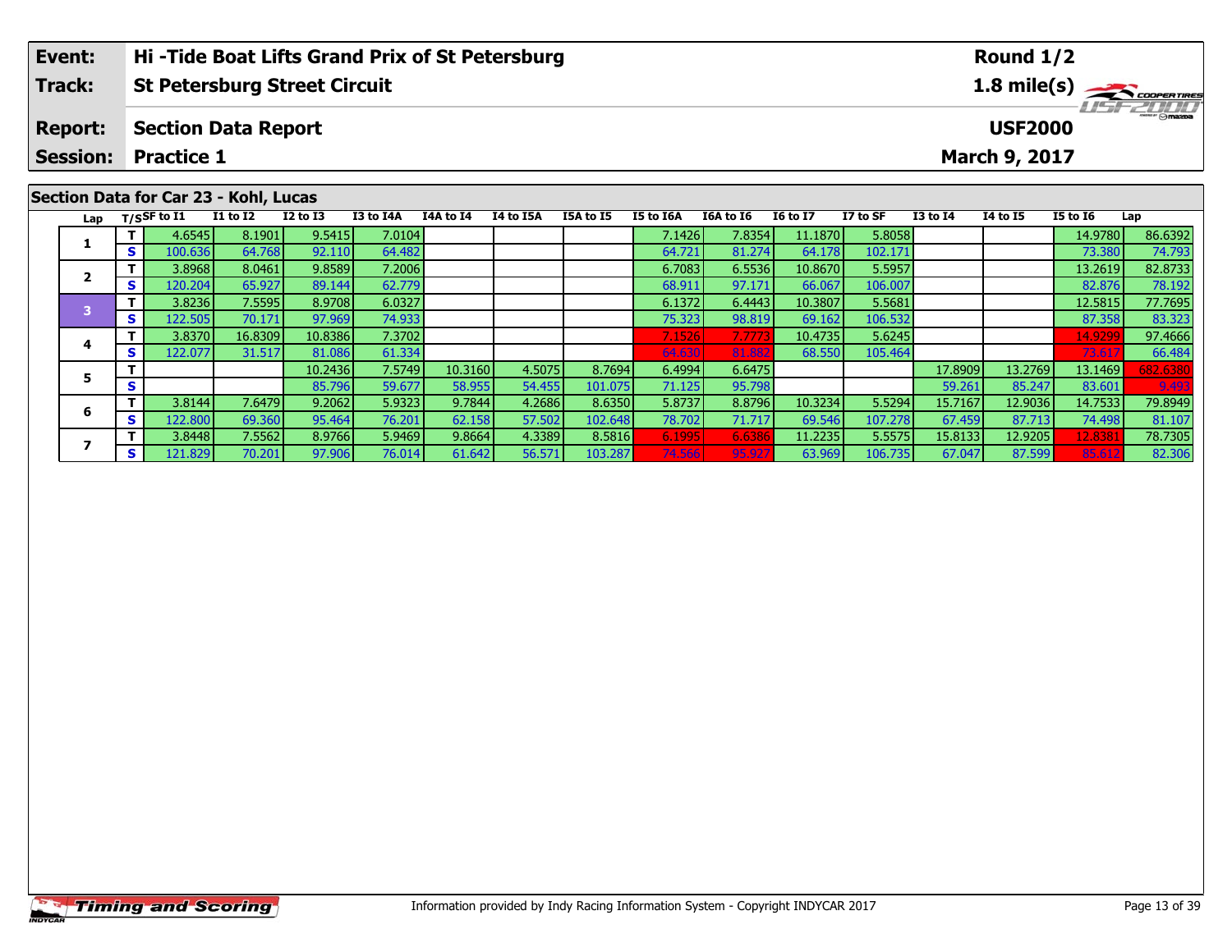| Event: | Hi -Tide Boat Lifts Grand Prix of St Petersburg | Round 1/2 |
|---|---|---|
| Track: | St Petersburg Street Circuit | 1.8 mile(s) |
| Report: | Section Data Report | USF2000 |
| Session: | Practice 1 | March 9, 2017 |

## Section Data for Car 23 - Kohl, Lucas

| Lap | T/S | SF to I1 | I1 to I2 | I2 to I3 | I3 to I4A | I4A to I4 | I4 to I5A | I5A to I5 | I5 to I6A | I6A to I6 | I6 to I7 | I7 to SF | I3 to I4 | I4 to I5 | I5 to I6 | Lap |
|---|---|---|---|---|---|---|---|---|---|---|---|---|---|---|---|---|
| 1 | T | 4.6545 | 8.1901 | 9.5415 | 7.0104 | | | | 7.1426 | 7.8354 | 11.1870 | 5.8058 | | | 14.9780 | 86.6392 |
| | S | 100.636 | 64.768 | 92.110 | 64.482 | | | | 64.721 | 81.274 | 64.178 | 102.171 | | | 73.380 | 74.793 |
| 2 | T | 3.8968 | 8.0461 | 9.8589 | 7.2006 | | | | 6.7083 | 6.5536 | 10.8670 | 5.5957 | | | 13.2619 | 82.8733 |
| | S | 120.204 | 65.927 | 89.144 | 62.779 | | | | 68.911 | 97.171 | 66.067 | 106.007 | | | 82.876 | 78.192 |
| 3 | T | 3.8236 | 7.5595 | 8.9708 | 6.0327 | | | | 6.1372 | 6.4443 | 10.3807 | 5.5681 | | | 12.5815 | 77.7695 |
| | S | 122.505 | 70.171 | 97.969 | 74.933 | | | | 75.323 | 98.819 | 69.162 | 106.532 | | | 87.358 | 83.323 |
| 4 | T | 3.8370 | 16.8309 | 10.8386 | 7.3702 | | | | 7.1526 | 7.7773 | 10.4735 | 5.6245 | | | 14.9299 | 97.4666 |
| | S | 122.077 | 31.517 | 81.086 | 61.334 | | | | 64.630 | 81.882 | 68.550 | 105.464 | | | 73.617 | 66.484 |
| 5 | T | | | 10.2436 | 7.5749 | 10.3160 | 4.5075 | 8.7694 | 6.4994 | 6.6475 | | | 17.8909 | 13.2769 | 13.1469 | 682.6380 |
| | S | | | 85.796 | 59.677 | 58.955 | 54.455 | 101.075 | 71.125 | 95.798 | | | 59.261 | 85.247 | 83.601 | 9.493 |
| 6 | T | 3.8144 | 7.6479 | 9.2062 | 5.9323 | 9.7844 | 4.2686 | 8.6350 | 5.8737 | 8.8796 | 10.3234 | 5.5294 | 15.7167 | 12.9036 | 14.7533 | 79.8949 |
| | S | 122.800 | 69.360 | 95.464 | 76.201 | 62.158 | 57.502 | 102.648 | 78.702 | 71.717 | 69.546 | 107.278 | 67.459 | 87.713 | 74.498 | 81.107 |
| 7 | T | 3.8448 | 7.5562 | 8.9766 | 5.9469 | 9.8664 | 4.3389 | 8.5816 | 6.1995 | 6.6386 | 11.2235 | 5.5575 | 15.8133 | 12.9205 | 12.8381 | 78.7305 |
| | S | 121.829 | 70.201 | 97.906 | 76.014 | 61.642 | 56.571 | 103.287 | 74.566 | 95.927 | 63.969 | 106.735 | 67.047 | 87.599 | 85.612 | 82.306 |

Information provided by Indy Racing Information System - Copyright INDYCAR 2017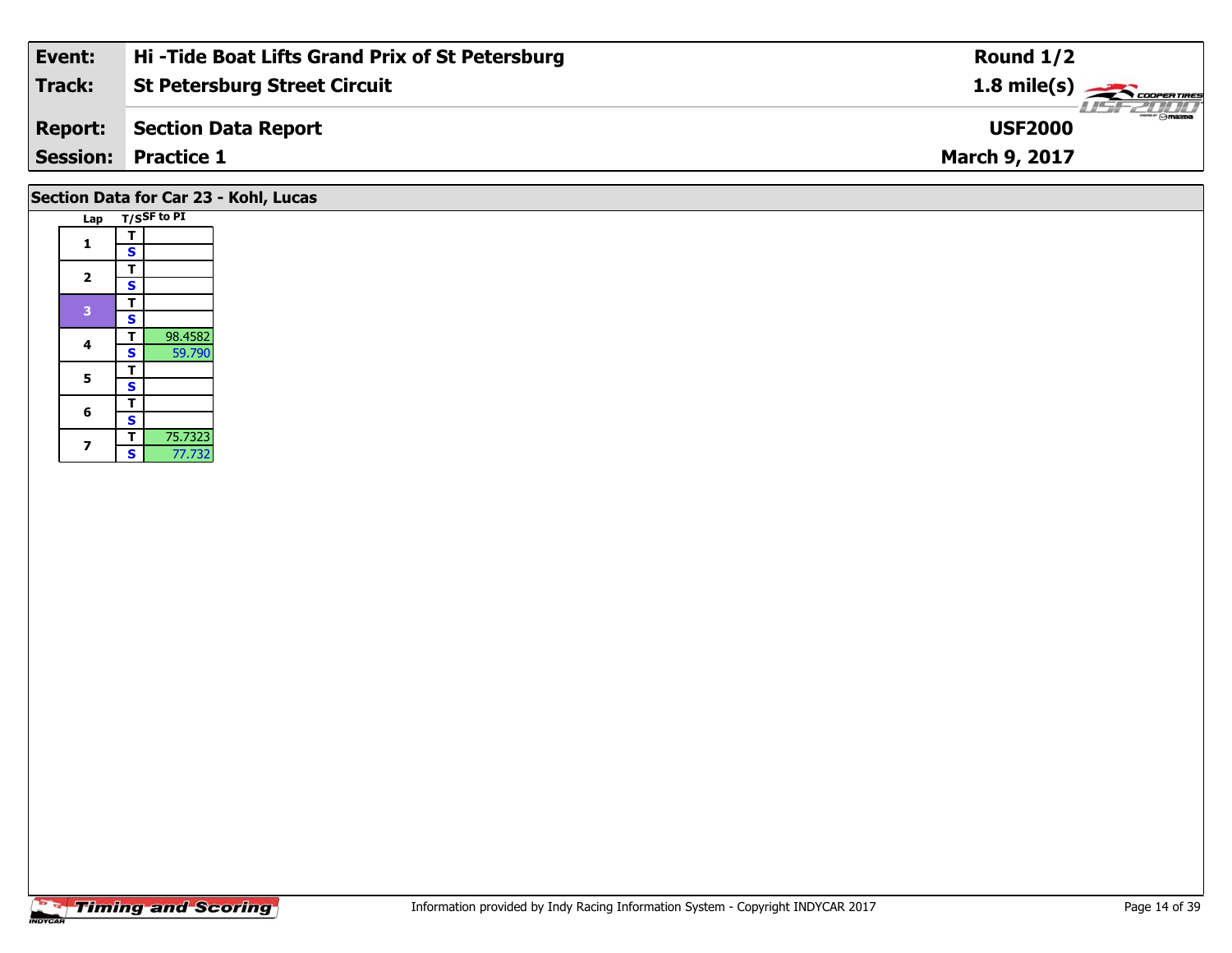| Event: | Hi -Tide Boat Lifts Grand Prix of St Petersburg | Round 1/2 |
|---|---|---|
| Track: | St Petersburg Street Circuit | 1.8 mile(s) |
| Report: | Section Data Report | USF2000 |
| Session: | Practice 1 | March 9, 2017 |

## Section Data for Car 23 - Kohl, Lucas

| Lap | T/S | SF to PI |
|---|---|---|
| 1 | T | |
| | S | |
| 2 | T | |
| | S | |
| 3 | T | |
| | S | |
| 4 | T | 98.4582 |
| | S | 59.790 |
| 5 | T | |
| | S | |
| 6 | T | |
| | S | |
| 7 | T | 75.7323 |
| | S | 77.732 |

Timing and Scoring

Information provided by Indy Racing Information System - Copyright INDYCAR 2017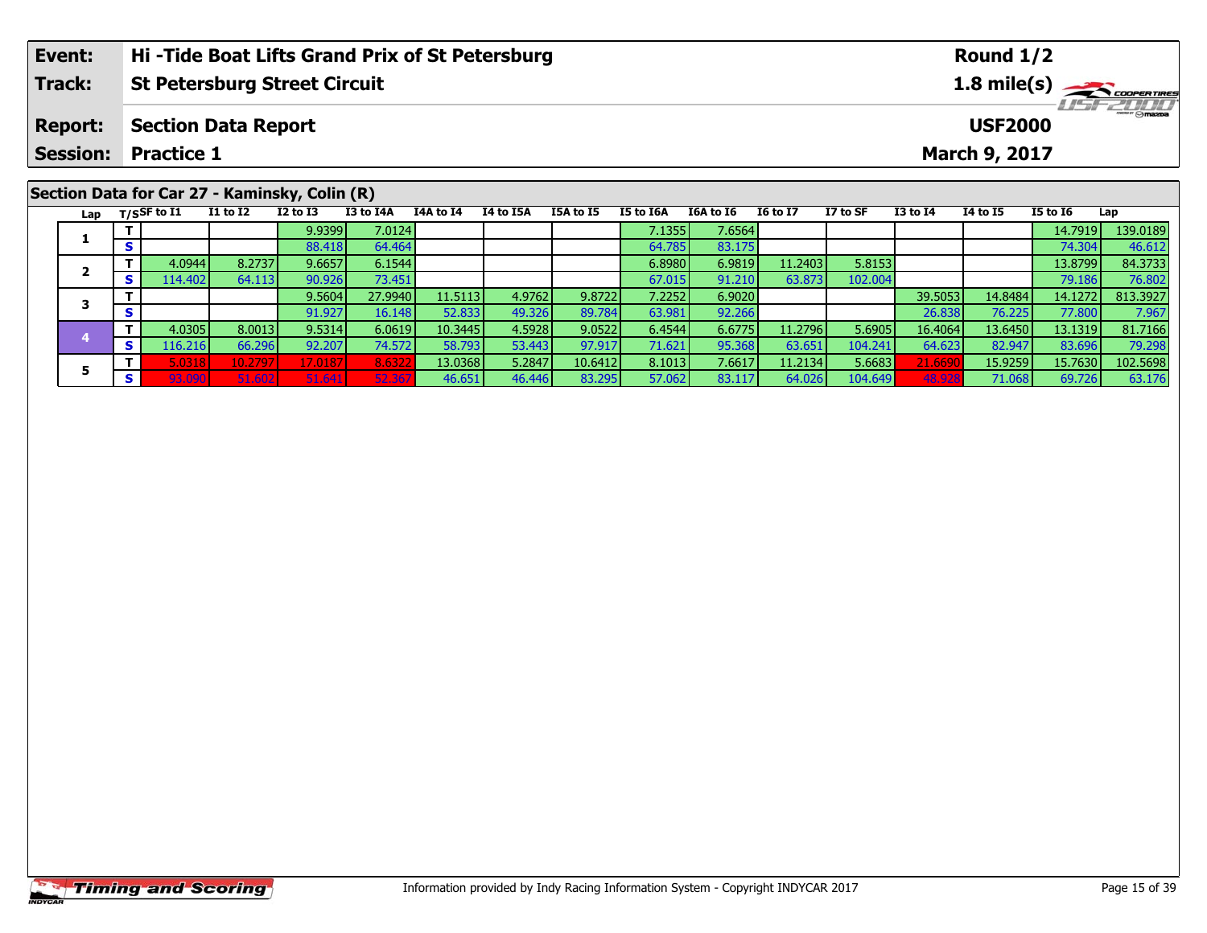| Event: | Hi -Tide Boat Lifts Grand Prix of St Petersburg | Round 1/2 |
|---|---|---|
| Track: | St Petersburg Street Circuit | 1.8 mile(s) |
| Report: | Section Data Report | USF2000 |
| Session: | Practice 1 | March 9, 2017 |

## Section Data for Car 27 - Kaminsky, Colin (R)

| Lap | T/S | SF to I1 | I1 to I2 | I2 to I3 | I3 to I4A | I4A to I4 | I4 to I5A | I5A to I5 | I5 to I6A | I6A to I6 | I6 to I7 | I7 to SF | I3 to I4 | I4 to I5 | I5 to I6 | Lap |
|---|---|---|---|---|---|---|---|---|---|---|---|---|---|---|---|---|
| 1 | T | | | 9.9399 | 7.0124 | | | | 7.1355 | 7.6564 | | | | | 14.7919 | 139.0189 |
| | S | | | 88.418 | 64.464 | | | | 64.785 | 83.175 | | | | | 74.304 | 46.612 |
| 2 | T | 4.0944 | 8.2737 | 9.6657 | 6.1544 | | | | 6.8980 | 6.9819 | 11.2403 | 5.8153 | | | 13.8799 | 84.3733 |
| | S | 114.402 | 64.113 | 90.926 | 73.451 | | | | 67.015 | 91.210 | 63.873 | 102.004 | | | 79.186 | 76.802 |
| 3 | T | | | 9.5604 | 27.9940 | 11.5113 | 4.9762 | 9.8722 | 7.2252 | 6.9020 | | | 39.5053 | 14.8484 | 14.1272 | 813.3927 |
| | S | | | 91.927 | 16.148 | 52.833 | 49.326 | 89.784 | 63.981 | 92.266 | | | 26.838 | 76.225 | 77.800 | 7.967 |
| 4 | T | 4.0305 | 8.0013 | 9.5314 | 6.0619 | 10.3445 | 4.5928 | 9.0522 | 6.4544 | 6.6775 | 11.2796 | 5.6905 | 16.4064 | 13.6450 | 13.1319 | 81.7166 |
| | S | 116.216 | 66.296 | 92.207 | 74.572 | 58.793 | 53.443 | 97.917 | 71.621 | 95.368 | 63.651 | 104.241 | 64.623 | 82.947 | 83.696 | 79.298 |
| 5 | T | 5.0318 | 10.2797 | 17.0187 | 8.6322 | 13.0368 | 5.2847 | 10.6412 | 8.1013 | 7.6617 | 11.2134 | 5.6683 | 21.6690 | 15.9259 | 15.7630 | 102.5698 |
| | S | 93.090 | 51.602 | 51.641 | 52.367 | 46.651 | 46.446 | 83.295 | 57.062 | 83.117 | 64.026 | 104.649 | 48.928 | 71.068 | 69.726 | 63.176 |

Information provided by Indy Racing Information System - Copyright INDYCAR 2017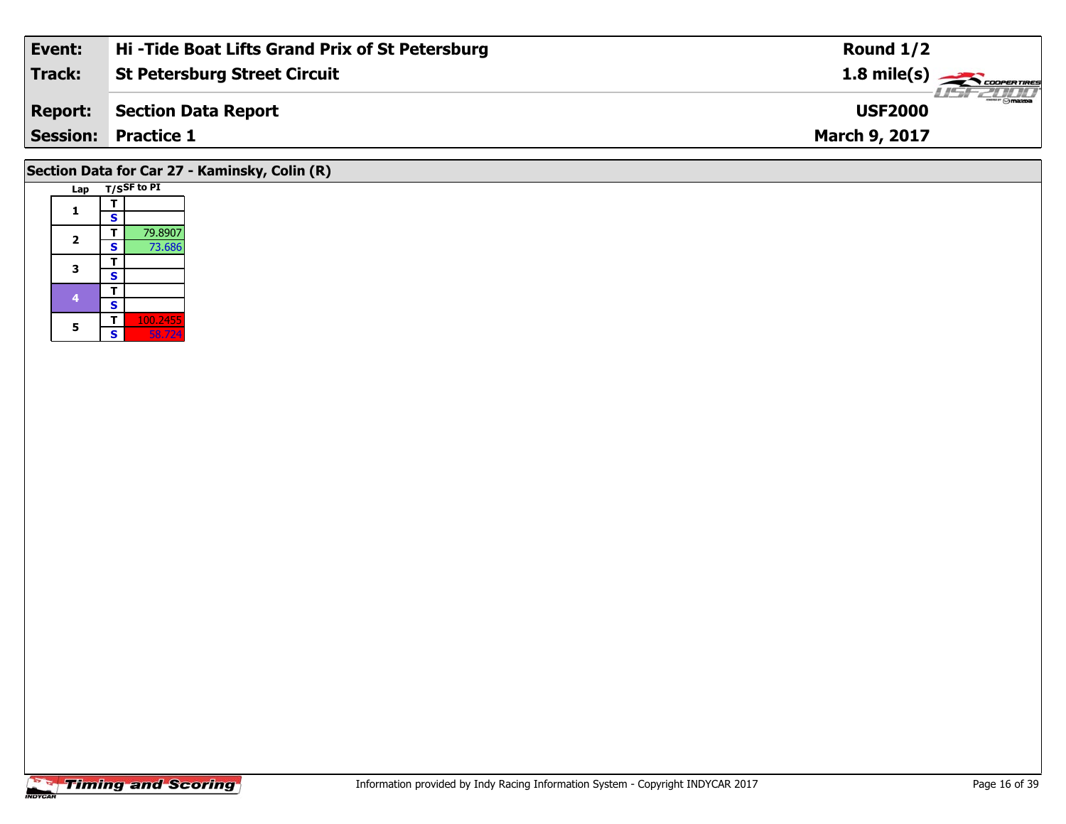| Event: | Hi -Tide Boat Lifts Grand Prix of St Petersburg | Round 1/2 |
|---|---|---|
| Track: | St Petersburg Street Circuit | 1.8 mile(s) |
| Report: | Section Data Report | USF2000 |
| Session: | Practice 1 | March 9, 2017 |

## Section Data for Car 27 - Kaminsky, Colin (R)

| Lap | T/S | SF to PI |
|---|---|---|
| 1 | T | |
| | S | |
| 2 | T | 79.8907 |
| | S | 73.686 |
| 3 | T | |
| | S | |
| 4 | T | |
| | S | |
| 5 | T | 100.2455 |
| | S | 58.724 |

Information provided by Indy Racing Information System - Copyright INDYCAR 2017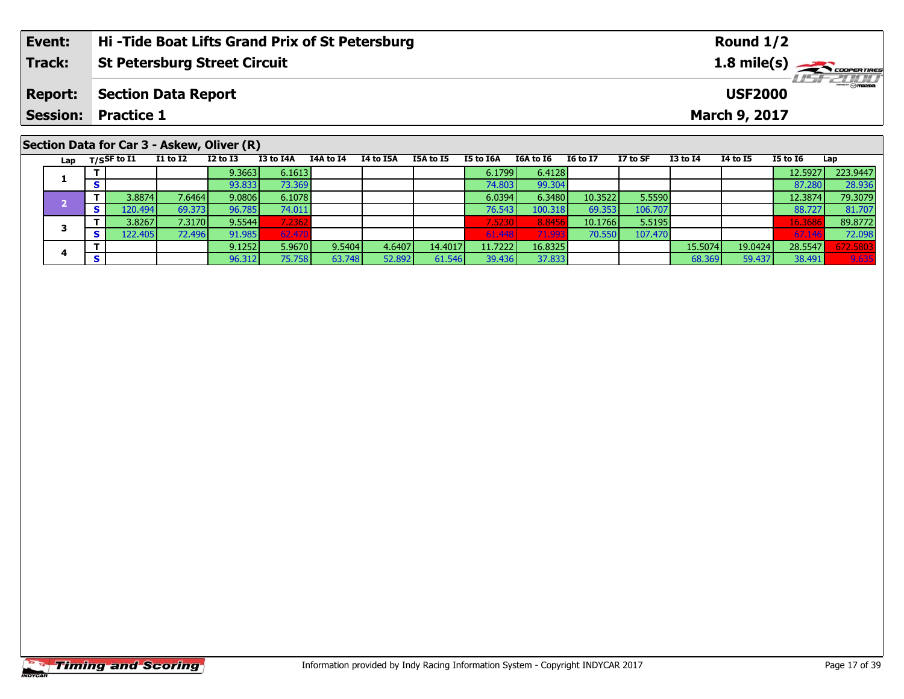| **Event:** | **Hi -Tide Boat Lifts Grand Prix of St Petersburg** | **Round 1/2** |
|---|---|---|
| **Track:** | **St Petersburg Street Circuit** | **1.8 mile(s)** |
| **Report:** | **Section Data Report** | **USF2000** |
| **Session:** | **Practice 1** | **March 9, 2017** |

## Section Data for Car 3 - Askew, Oliver (R)

| Lap | T/S | SF to I1 | I1 to I2 | I2 to I3 | I3 to I4A | I4A to I4 | I4 to I5A | I5A to I5 | I5 to I6A | I6A to I6 | I6 to I7 | I7 to SF | I3 to I4 | I4 to I5 | I5 to I6 | Lap |
|---|---|---|---|---|---|---|---|---|---|---|---|---|---|---|---|---|
| 1 | T | | | 9.3663 | 6.1613 | | | | 6.1799 | 6.4128 | | | | | 12.5927 | 223.9447 |
| | S | | | 93.833 | 73.369 | | | | 74.803 | 99.304 | | | | | 87.280 | 28.936 |
| 2 | T | 3.8874 | 7.6464 | 9.0806 | 6.1078 | | | | 6.0394 | 6.3480 | 10.3522 | 5.5590 | | | 12.3874 | 79.3079 |
| | S | 120.494 | 69.373 | 96.785 | 74.011 | | | | 76.543 | 100.318 | 69.353 | 106.707 | | | 88.727 | 81.707 |
| 3 | T | 3.8267 | 7.3170 | 9.5544 | 7.2362 | | | | 7.5230 | 8.8456 | 10.1766 | 5.5195 | | | 16.3686 | 89.8772 |
| | S | 122.405 | 72.496 | 91.985 | 62.470 | | | | 61.448 | 71.993 | 70.550 | 107.470 | | | 67.146 | 72.098 |
| 4 | T | | | 9.1252 | 5.9670 | 9.5404 | 4.6407 | 14.4017 | 11.7222 | 16.8325 | | | 15.5074 | 19.0424 | 28.5547 | 672.5803 |
| | S | | | 96.312 | 75.758 | 63.748 | 52.892 | 61.546 | 39.436 | 37.833 | | | 68.369 | 59.437 | 38.491 | 9.635 |

Information provided by Indy Racing Information System - Copyright INDYCAR 2017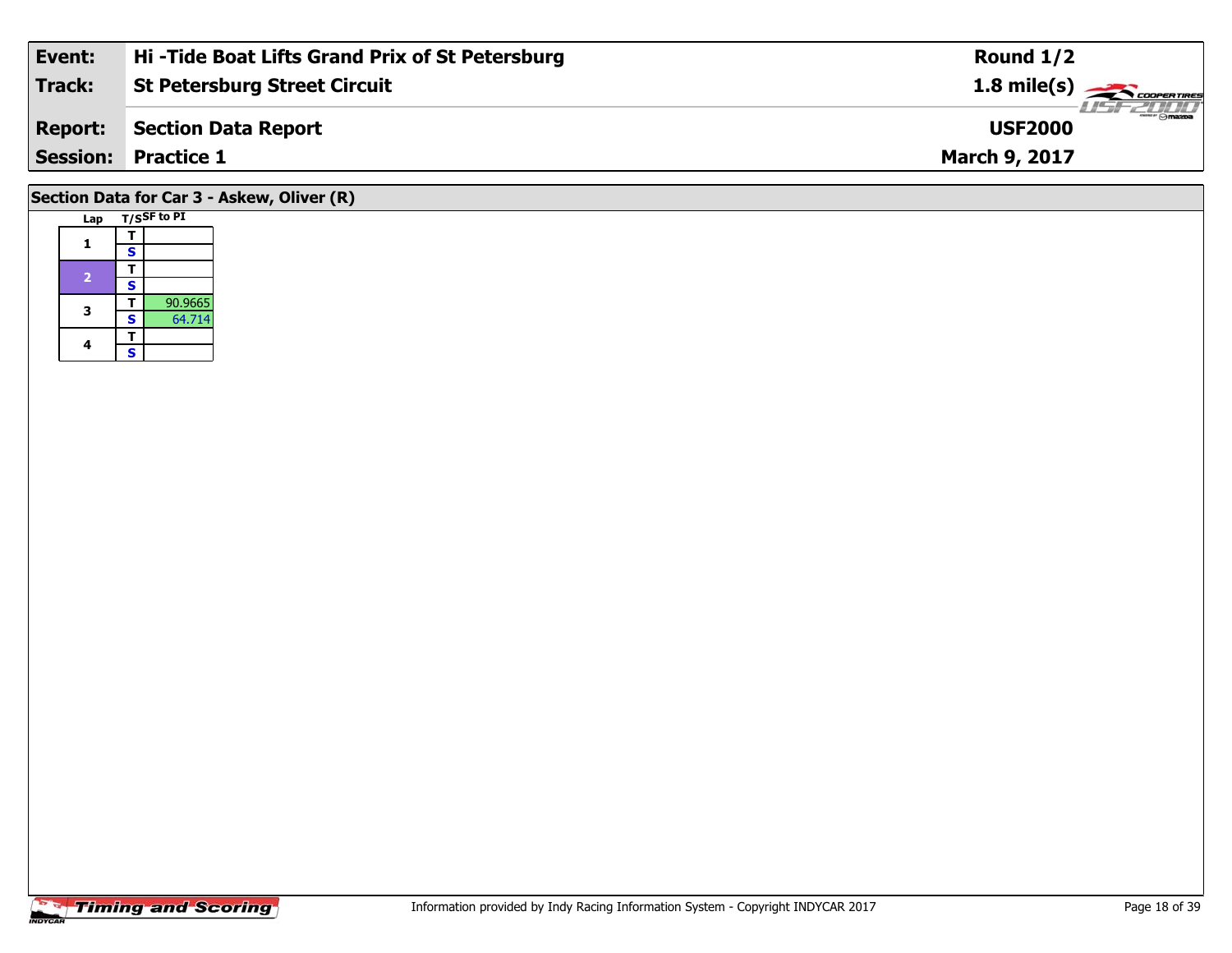| Event: | Hi -Tide Boat Lifts Grand Prix of St Petersburg | Round 1/2 |
|---|---|---|
| Track: | St Petersburg Street Circuit | 1.8 mile(s) |
| Report: | Section Data Report | USF2000 |
| Session: | Practice 1 | March 9, 2017 |

## Section Data for Car 3 - Askew, Oliver (R)

| Lap | T/S | SF to PI |
|---|---|---|
| 1 | T | |
| | S | |
| 2 | T | |
| | S | |
| 3 | T | 90.9665 |
| | S | 64.714 |
| 4 | T | |
| | S | |

Information provided by Indy Racing Information System - Copyright INDYCAR 2017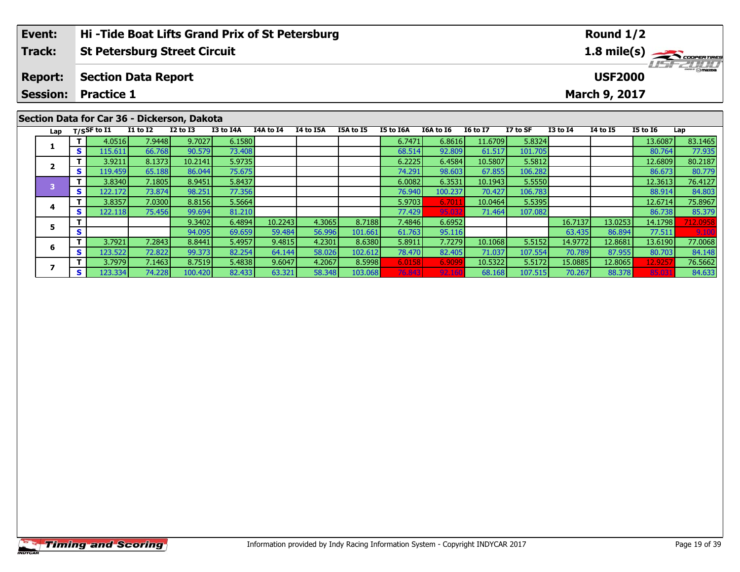| Event: | Hi -Tide Boat Lifts Grand Prix of St Petersburg | Round 1/2 |
|---|---|---|
| Track: | St Petersburg Street Circuit | 1.8 mile(s) |
| Report: | Section Data Report | USF2000 |
| Session: | Practice 1 | March 9, 2017 |

## Section Data for Car 36 - Dickerson, Dakota

| Lap | T/S | SF to I1 | I1 to I2 | I2 to I3 | I3 to I4A | I4A to I4 | I4 to I5A | I5A to I5 | I5 to I6A | I6A to I6 | I6 to I7 | I7 to SF | I3 to I4 | I4 to I5 | I5 to I6 | Lap |
|---|---|---|---|---|---|---|---|---|---|---|---|---|---|---|---|---|
| 1 | T | 4.0516 | 7.9448 | 9.7027 | 6.1580 | | | | 6.7471 | 6.8616 | 11.6709 | 5.8324 | | | 13.6087 | 83.1465 |
| | S | 115.611 | 66.768 | 90.579 | 73.408 | | | | 68.514 | 92.809 | 61.517 | 101.705 | | | 80.764 | 77.935 |
| 2 | T | 3.9211 | 8.1373 | 10.2141 | 5.9735 | | | | 6.2225 | 6.4584 | 10.5807 | 5.5812 | | | 12.6809 | 80.2187 |
| | S | 119.459 | 65.188 | 86.044 | 75.675 | | | | 74.291 | 98.603 | 67.855 | 106.282 | | | 86.673 | 80.779 |
| 3 | T | 3.8340 | 7.1805 | 8.9451 | 5.8437 | | | | 6.0082 | 6.3531 | 10.1943 | 5.5550 | | | 12.3613 | 76.4127 |
| | S | 122.172 | 73.874 | 98.251 | 77.356 | | | | 76.940 | 100.237 | 70.427 | 106.783 | | | 88.914 | 84.803 |
| 4 | T | 3.8357 | 7.0300 | 8.8156 | 5.5664 | | | | 5.9703 | 6.7011 | 10.0464 | 5.5395 | | | 12.6714 | 75.8967 |
| | S | 122.118 | 75.456 | 99.694 | 81.210 | | | | 77.429 | 95.032 | 71.464 | 107.082 | | | 86.738 | 85.379 |
| 5 | T | | | 9.3402 | 6.4894 | 10.2243 | 4.3065 | 8.7188 | 7.4846 | 6.6952 | | | 16.7137 | 13.0253 | 14.1798 | 712.0958 |
| | S | | | 94.095 | 69.659 | 59.484 | 56.996 | 101.661 | 61.763 | 95.116 | | | 63.435 | 86.894 | 77.511 | 9.100 |
| 6 | T | 3.7921 | 7.2843 | 8.8441 | 5.4957 | 9.4815 | 4.2301 | 8.6380 | 5.8911 | 7.7279 | 10.1068 | 5.5152 | 14.9772 | 12.8681 | 13.6190 | 77.0068 |
| | S | 123.522 | 72.822 | 99.373 | 82.254 | 64.144 | 58.026 | 102.612 | 78.470 | 82.405 | 71.037 | 107.554 | 70.789 | 87.955 | 80.703 | 84.148 |
| 7 | T | 3.7979 | 7.1463 | 8.7519 | 5.4838 | 9.6047 | 4.2067 | 8.5998 | 6.0158 | 6.9099 | 10.5322 | 5.5172 | 15.0885 | 12.8065 | 12.9257 | 76.5662 |
| | S | 123.334 | 74.228 | 100.420 | 82.433 | 63.321 | 58.348 | 103.068 | 76.843 | 92.160 | 68.168 | 107.515 | 70.267 | 88.378 | 85.031 | 84.633 |

Information provided by Indy Racing Information System - Copyright INDYCAR 2017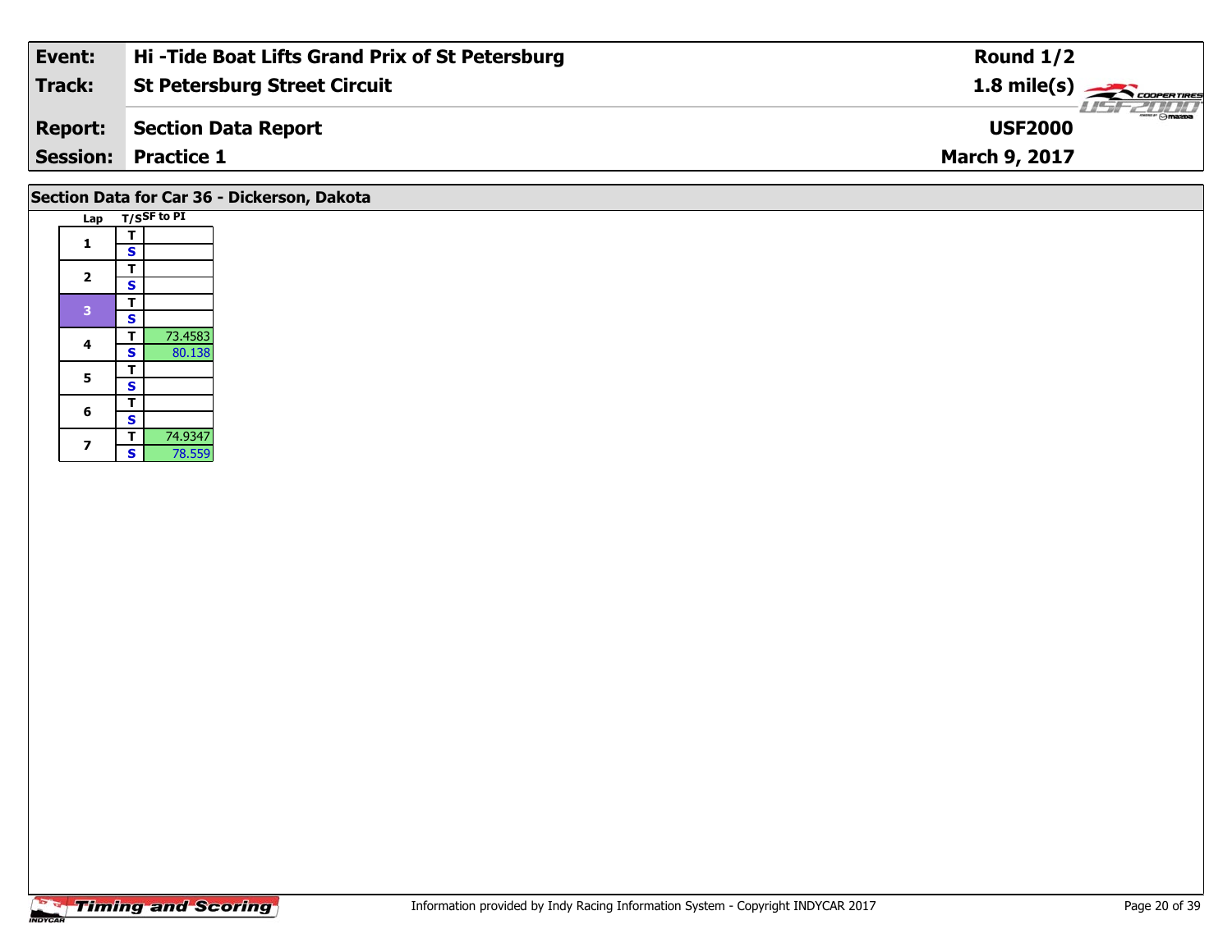| Event: | Hi -Tide Boat Lifts Grand Prix of St Petersburg | Round 1/2 |
|---|---|---|
| Track: | St Petersburg Street Circuit | 1.8 mile(s) |
| Report: | Section Data Report | USF2000 |
| Session: | Practice 1 | March 9, 2017 |

## Section Data for Car 36 - Dickerson, Dakota

| Lap | T/S | SF to PI |
|---|---|---|
| 1 | T | |
| | S | |
| 2 | T | |
| | S | |
| 3 | T | |
| | S | |
| 4 | T | 73.4583 |
| | S | 80.138 |
| 5 | T | |
| | S | |
| 6 | T | |
| | S | |
| 7 | T | 74.9347 |
| | S | 78.559 |

Information provided by Indy Racing Information System - Copyright INDYCAR 2017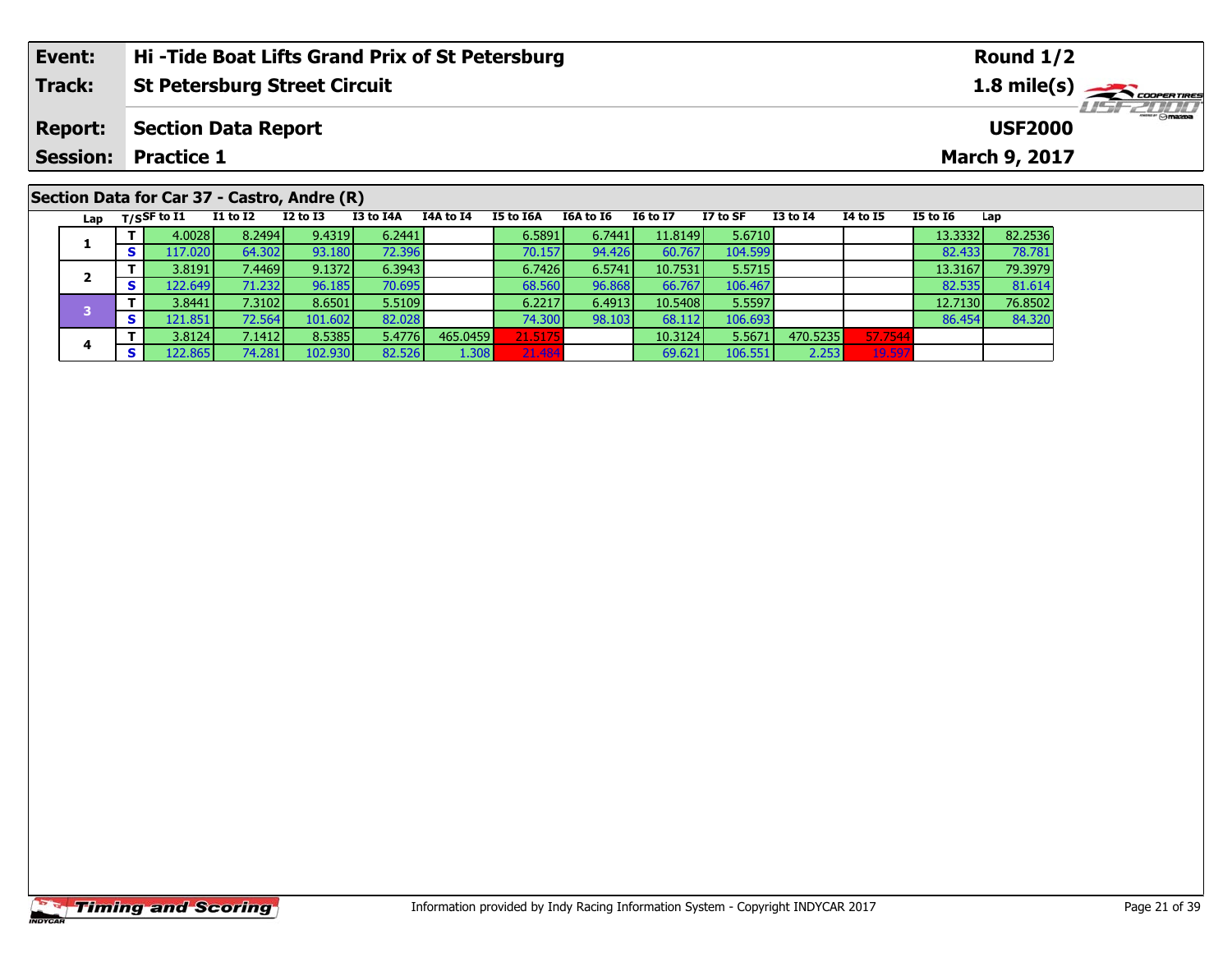| Event: | Hi -Tide Boat Lifts Grand Prix of St Petersburg | Round 1/2 |
|---|---|---|
| Track: | St Petersburg Street Circuit | 1.8 mile(s) |
| Report: | Section Data Report | USF2000 |
| Session: | Practice 1 | March 9, 2017 |

## Section Data for Car 37 - Castro, Andre (R)

| Lap | T/S | SF to I1 | I1 to I2 | I2 to I3 | I3 to I4A | I4A to I4 | I5 to I6A | I6A to I6 | I6 to I7 | I7 to SF | I3 to I4 | I4 to I5 | I5 to I6 | Lap |
|---|---|---|---|---|---|---|---|---|---|---|---|---|---|---|
| 1 | T | 4.0028 | 8.2494 | 9.4319 | 6.2441 | | 6.5891 | 6.7441 | 11.8149 | 5.6710 | | | 13.3332 | 82.2536 |
| | S | 117.020 | 64.302 | 93.180 | 72.396 | | 70.157 | 94.426 | 60.767 | 104.599 | | | 82.433 | 78.781 |
| 2 | T | 3.8191 | 7.4469 | 9.1372 | 6.3943 | | 6.7426 | 6.5741 | 10.7531 | 5.5715 | | | 13.3167 | 79.3979 |
| | S | 122.649 | 71.232 | 96.185 | 70.695 | | 68.560 | 96.868 | 66.767 | 106.467 | | | 82.535 | 81.614 |
| 3 | T | 3.8441 | 7.3102 | 8.6501 | 5.5109 | | 6.2217 | 6.4913 | 10.5408 | 5.5597 | | | 12.7130 | 76.8502 |
| | S | 121.851 | 72.564 | 101.602 | 82.028 | | 74.300 | 98.103 | 68.112 | 106.693 | | | 86.454 | 84.320 |
| 4 | T | 3.8124 | 7.1412 | 8.5385 | 5.4776 | 465.0459 | 21.5175 | | 10.3124 | 5.5671 | 470.5235 | 57.7544 | | |
| | S | 122.865 | 74.281 | 102.930 | 82.526 | 1.308 | 21.484 | | 69.621 | 106.551 | 2.253 | 19.597 | | |

Information provided by Indy Racing Information System - Copyright INDYCAR 2017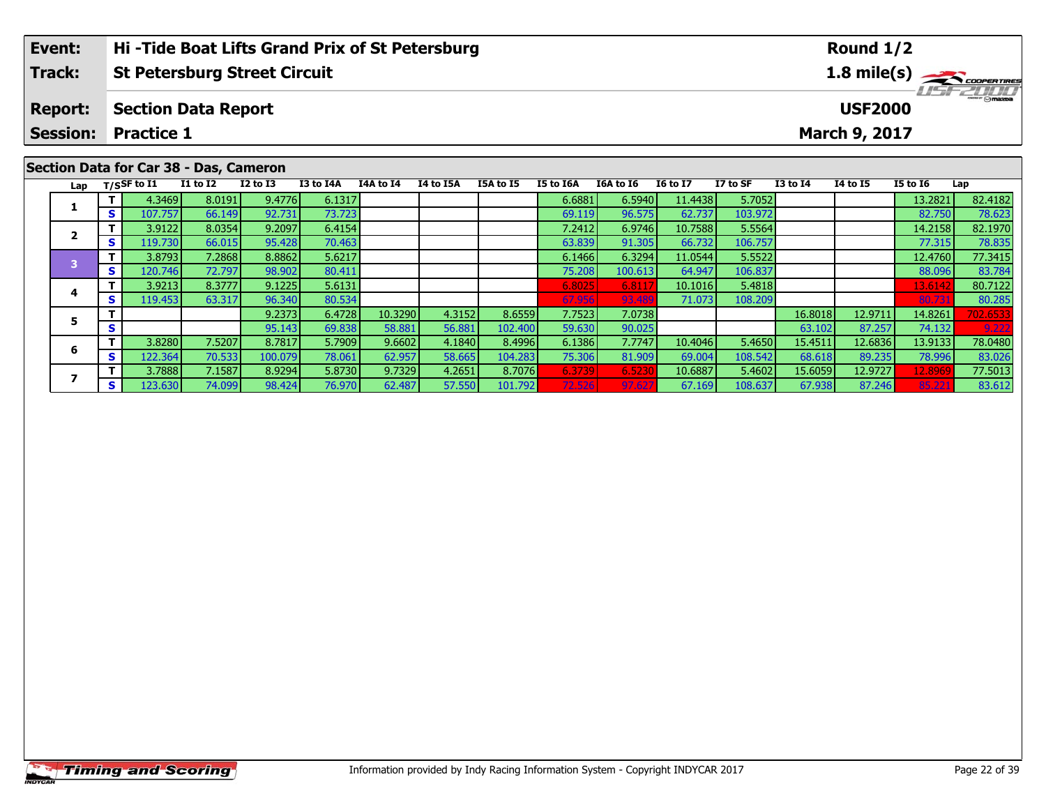| Event: | Hi -Tide Boat Lifts Grand Prix of St Petersburg | Round 1/2 |
|---|---|---|
| Track: | St Petersburg Street Circuit | 1.8 mile(s) |
| Report: | Section Data Report | USF2000 |
| Session: | Practice 1 | March 9, 2017 |

## Section Data for Car 38 - Das, Cameron

| Lap | T/S | SF to I1 | I1 to I2 | I2 to I3 | I3 to I4A | I4A to I4 | I4 to I5A | I5A to I5 | I5 to I6A | I6A to I6 | I6 to I7 | I7 to SF | I3 to I4 | I4 to I5 | I5 to I6 | Lap |
|---|---|---|---|---|---|---|---|---|---|---|---|---|---|---|---|---|
| 1 | T | 4.3469 | 8.0191 | 9.4776 | 6.1317 | | | | 6.6881 | 6.5940 | 11.4438 | 5.7052 | | | 13.2821 | 82.4182 |
| | S | 107.757 | 66.149 | 92.731 | 73.723 | | | | 69.119 | 96.575 | 62.737 | 103.972 | | | 82.750 | 78.623 |
| 2 | T | 3.9122 | 8.0354 | 9.2097 | 6.4154 | | | | 7.2412 | 6.9746 | 10.7588 | 5.5564 | | | 14.2158 | 82.1970 |
| | S | 119.730 | 66.015 | 95.428 | 70.463 | | | | 63.839 | 91.305 | 66.732 | 106.757 | | | 77.315 | 78.835 |
| 3 | T | 3.8793 | 7.2868 | 8.8862 | 5.6217 | | | | 6.1466 | 6.3294 | 11.0544 | 5.5522 | | | 12.4760 | 77.3415 |
| | S | 120.746 | 72.797 | 98.902 | 80.411 | | | | 75.208 | 100.613 | 64.947 | 106.837 | | | 88.096 | 83.784 |
| 4 | T | 3.9213 | 8.3777 | 9.1225 | 5.6131 | | | | 6.8025 | 6.8117 | 10.1016 | 5.4818 | | | 13.6142 | 80.7122 |
| | S | 119.453 | 63.317 | 96.340 | 80.534 | | | | 67.956 | 93.489 | 71.073 | 108.209 | | | 80.731 | 80.285 |
| 5 | T | | | 9.2373 | 6.4728 | 10.3290 | 4.3152 | 8.6559 | 7.7523 | 7.0738 | | | 16.8018 | 12.9711 | 14.8261 | 702.6533 |
| | S | | | 95.143 | 69.838 | 58.881 | 56.881 | 102.400 | 59.630 | 90.025 | | | 63.102 | 87.257 | 74.132 | 9.222 |
| 6 | T | 3.8280 | 7.5207 | 8.7817 | 5.7909 | 9.6602 | 4.1840 | 8.4996 | 6.1386 | 7.7747 | 10.4046 | 5.4650 | 15.4511 | 12.6836 | 13.9133 | 78.0480 |
| | S | 122.364 | 70.533 | 100.079 | 78.061 | 62.957 | 58.665 | 104.283 | 75.306 | 81.909 | 69.004 | 108.542 | 68.618 | 89.235 | 78.996 | 83.026 |
| 7 | T | 3.7888 | 7.1587 | 8.9294 | 5.8730 | 9.7329 | 4.2651 | 8.7076 | 6.3739 | 6.5230 | 10.6887 | 5.4602 | 15.6059 | 12.9727 | 12.8969 | 77.5013 |
| | S | 123.630 | 74.099 | 98.424 | 76.970 | 62.487 | 57.550 | 101.792 | 72.526 | 97.627 | 67.169 | 108.637 | 67.938 | 87.246 | 85.221 | 83.612 |

Information provided by Indy Racing Information System - Copyright INDYCAR 2017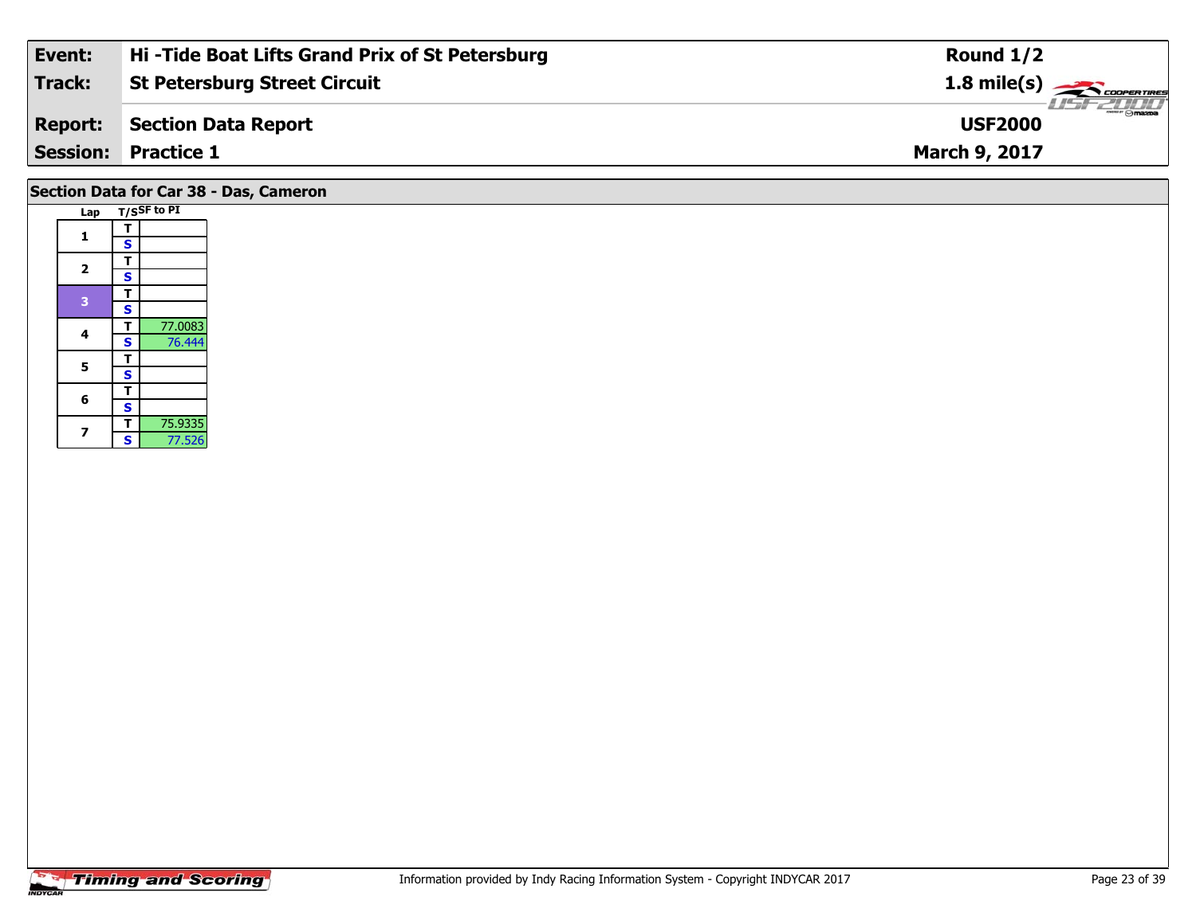| Event: | Hi -Tide Boat Lifts Grand Prix of St Petersburg | Round 1/2 |
|---|---|---|
| Track: | St Petersburg Street Circuit | 1.8 mile(s) |
| Report: | Section Data Report | USF2000 |
| Session: | Practice 1 | March 9, 2017 |

## Section Data for Car 38 - Das, Cameron

| Lap | T/S | SF to PI |
|---|---|---|
| 1 | T | |
| | S | |
| 2 | T | |
| | S | |
| 3 | T | |
| | S | |
| 4 | T | 77.0083 |
| | S | 76.444 |
| 5 | T | |
| | S | |
| 6 | T | |
| | S | |
| 7 | T | 75.9335 |
| | S | 77.526 |

Information provided by Indy Racing Information System - Copyright INDYCAR 2017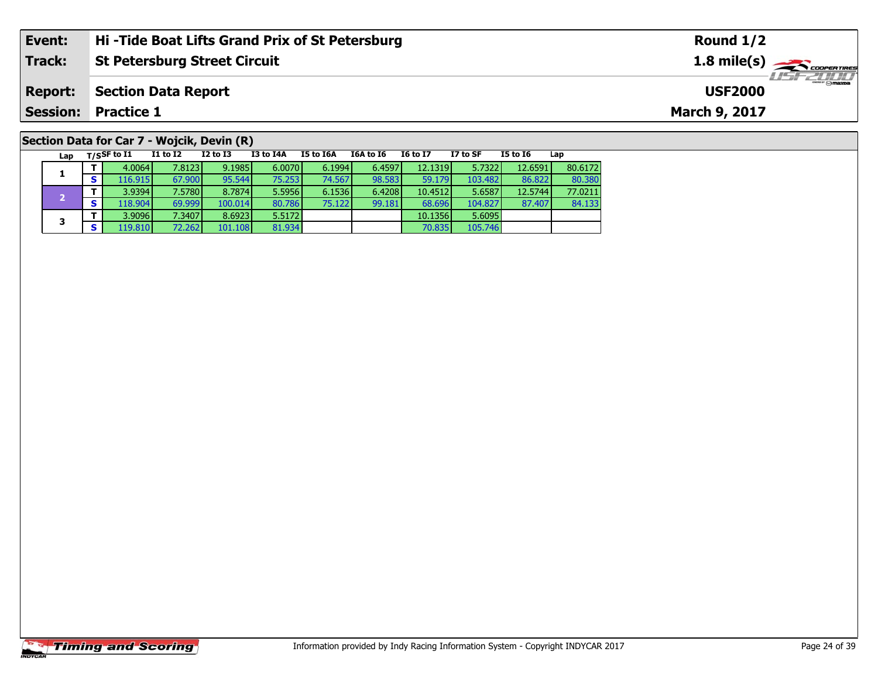| **Event:** | **Hi -Tide Boat Lifts Grand Prix of St Petersburg** | **Round 1/2** |
|---|---|---|
| **Track:** | **St Petersburg Street Circuit** | **1.8 mile(s)** |
| **Report:** | **Section Data Report** | **USF2000** |
| **Session:** | **Practice 1** | **March 9, 2017** |

## Section Data for Car 7 - Wojcik, Devin (R)

| Lap | T/S | SF to I1 | I1 to I2 | I2 to I3 | I3 to I4A | I5 to I6A | I6A to I6 | I6 to I7 | I7 to SF | I5 to I6 | Lap |
|---|---|---|---|---|---|---|---|---|---|---|---|
| 1 | T | 4.0064 | 7.8123 | 9.1985 | 6.0070 | 6.1994 | 6.4597 | 12.1319 | 5.7322 | 12.6591 | 80.6172 |
| | S | 116.915 | 67.900 | 95.544 | 75.253 | 74.567 | 98.583 | 59.179 | 103.482 | 86.822 | 80.380 |
| 2 | T | 3.9394 | 7.5780 | 8.7874 | 5.5956 | 6.1536 | 6.4208 | 10.4512 | 5.6587 | 12.5744 | 77.0211 |
| | S | 118.904 | 69.999 | 100.014 | 80.786 | 75.122 | 99.181 | 68.696 | 104.827 | 87.407 | 84.133 |
| 3 | T | 3.9096 | 7.3407 | 8.6923 | 5.5172 | | | 10.1356 | 5.6095 | | |
| | S | 119.810 | 72.262 | 101.108 | 81.934 | | | 70.835 | 105.746 | | |

Information provided by Indy Racing Information System - Copyright INDYCAR 2017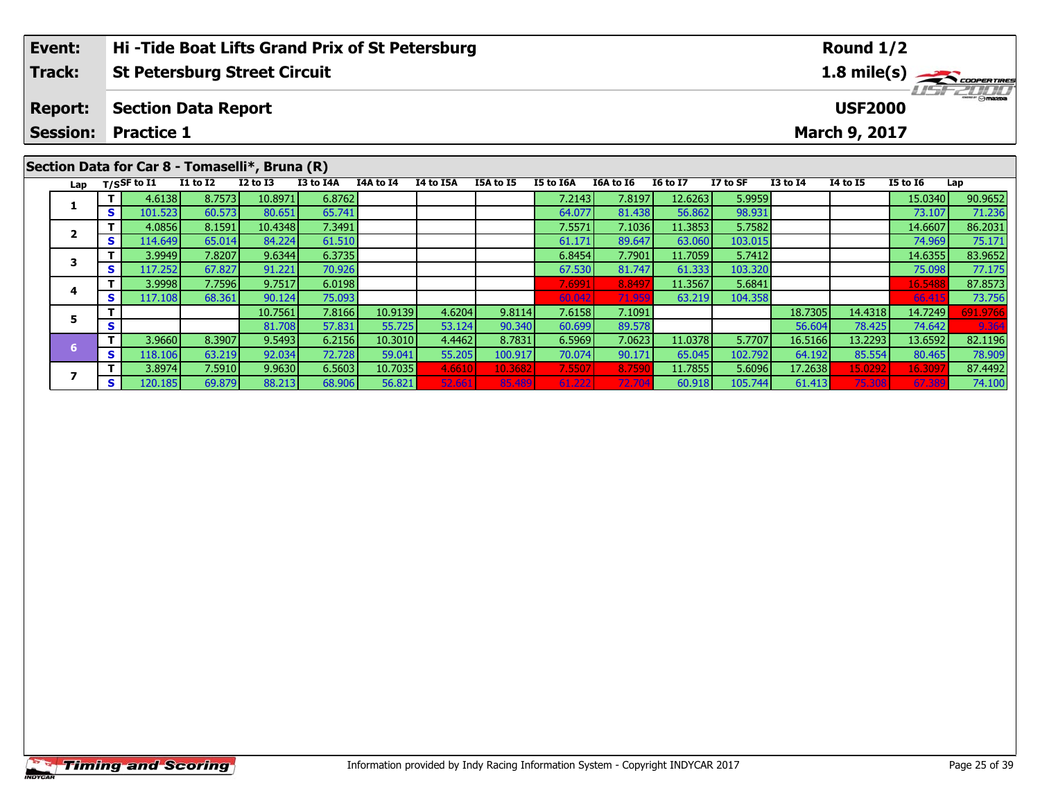| Event: | Hi -Tide Boat Lifts Grand Prix of St Petersburg | Round 1/2 |
|---|---|---|
| Track: | St Petersburg Street Circuit | 1.8 mile(s) |
| Report: | Section Data Report | USF2000 |
| Session: | Practice 1 | March 9, 2017 |

## Section Data for Car 8 - Tomaselli*, Bruna (R)

| Lap | T/S | SF to I1 | I1 to I2 | I2 to I3 | I3 to I4A | I4A to I4 | I4 to I5A | I5A to I5 | I5 to I6A | I6A to I6 | I6 to I7 | I7 to SF | I3 to I4 | I4 to I5 | I5 to I6 | Lap |
|---|---|---|---|---|---|---|---|---|---|---|---|---|---|---|---|---|
| 1 | T | 4.6138 | 8.7573 | 10.8971 | 6.8762 | | | | 7.2143 | 7.8197 | 12.6263 | 5.9959 | | | 15.0340 | 90.9652 |
| | S | 101.523 | 60.573 | 80.651 | 65.741 | | | | 64.077 | 81.438 | 56.862 | 98.931 | | | 73.107 | 71.236 |
| 2 | T | 4.0856 | 8.1591 | 10.4348 | 7.3491 | | | | 7.5571 | 7.1036 | 11.3853 | 5.7582 | | | 14.6607 | 86.2031 |
| | S | 114.649 | 65.014 | 84.224 | 61.510 | | | | 61.171 | 89.647 | 63.060 | 103.015 | | | 74.969 | 75.171 |
| 3 | T | 3.9949 | 7.8207 | 9.6344 | 6.3735 | | | | 6.8454 | 7.7901 | 11.7059 | 5.7412 | | | 14.6355 | 83.9652 |
| | S | 117.252 | 67.827 | 91.221 | 70.926 | | | | 67.530 | 81.747 | 61.333 | 103.320 | | | 75.098 | 77.175 |
| 4 | T | 3.9998 | 7.7596 | 9.7517 | 6.0198 | | | | 7.6991 | 8.8497 | 11.3567 | 5.6841 | | | 16.5488 | 87.8573 |
| | S | 117.108 | 68.361 | 90.124 | 75.093 | | | | 60.042 | 71.959 | 63.219 | 104.358 | | | 66.415 | 73.756 |
| 5 | T | | | 10.7561 | 7.8166 | 10.9139 | 4.6204 | 9.8114 | 7.6158 | 7.1091 | | | 18.7305 | 14.4318 | 14.7249 | 691.9766 |
| | S | | | 81.708 | 57.831 | 55.725 | 53.124 | 90.340 | 60.699 | 89.578 | | | 56.604 | 78.425 | 74.642 | 9.364 |
| 6 | T | 3.9660 | 8.3907 | 9.5493 | 6.2156 | 10.3010 | 4.4462 | 8.7831 | 6.5969 | 7.0623 | 11.0378 | 5.7707 | 16.5166 | 13.2293 | 13.6592 | 82.1196 |
| | S | 118.106 | 63.219 | 92.034 | 72.728 | 59.041 | 55.205 | 100.917 | 70.074 | 90.171 | 65.045 | 102.792 | 64.192 | 85.554 | 80.465 | 78.909 |
| 7 | T | 3.8974 | 7.5910 | 9.9630 | 6.5603 | 10.7035 | 4.6610 | 10.3682 | 7.5507 | 8.7590 | 11.7855 | 5.6096 | 17.2638 | 15.0292 | 16.3097 | 87.4492 |
| | S | 120.185 | 69.879 | 88.213 | 68.906 | 56.821 | 52.661 | 85.489 | 61.222 | 72.704 | 60.918 | 105.744 | 61.413 | 75.308 | 67.389 | 74.100 |

Information provided by Indy Racing Information System - Copyright INDYCAR 2017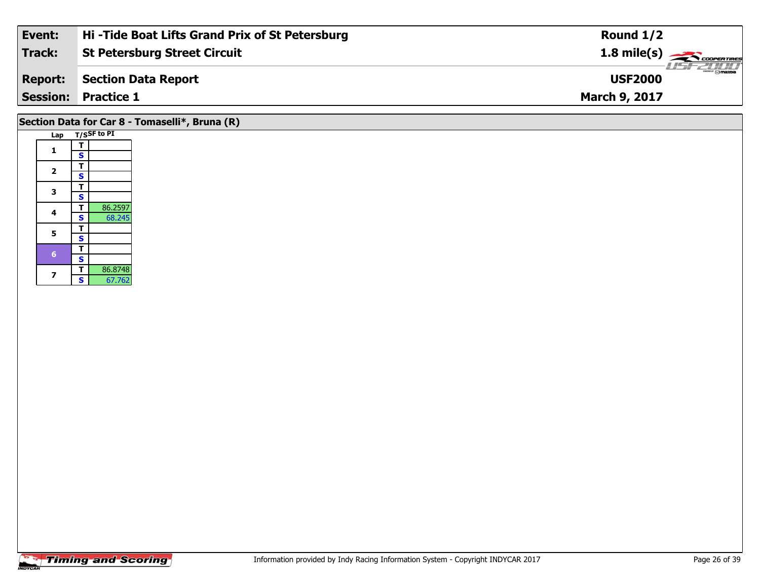| | |
|---|---|
| **Event:** | **Hi -Tide Boat Lifts Grand Prix of St Petersburg** |
| **Track:** | **St Petersburg Street Circuit** |
| **Report:** | **Section Data Report** |
| **Session:** | **Practice 1** |

**Round 1/2**
**1.8 mile(s)**
**USF2000**
**March 9, 2017**

## Section Data for Car 8 - Tomaselli*, Bruna (R)

| Lap | T/S | SF to PI |
|---|---|---|
| 1 | T | |
| | S | |
| 2 | T | |
| | S | |
| 3 | T | |
| | S | |
| 4 | T | 86.2597 |
| | S | 68.245 |
| 5 | T | |
| | S | |
| 6 | T | |
| | S | |
| 7 | T | 86.8748 |
| | S | 67.762 |

Information provided by Indy Racing Information System - Copyright INDYCAR 2017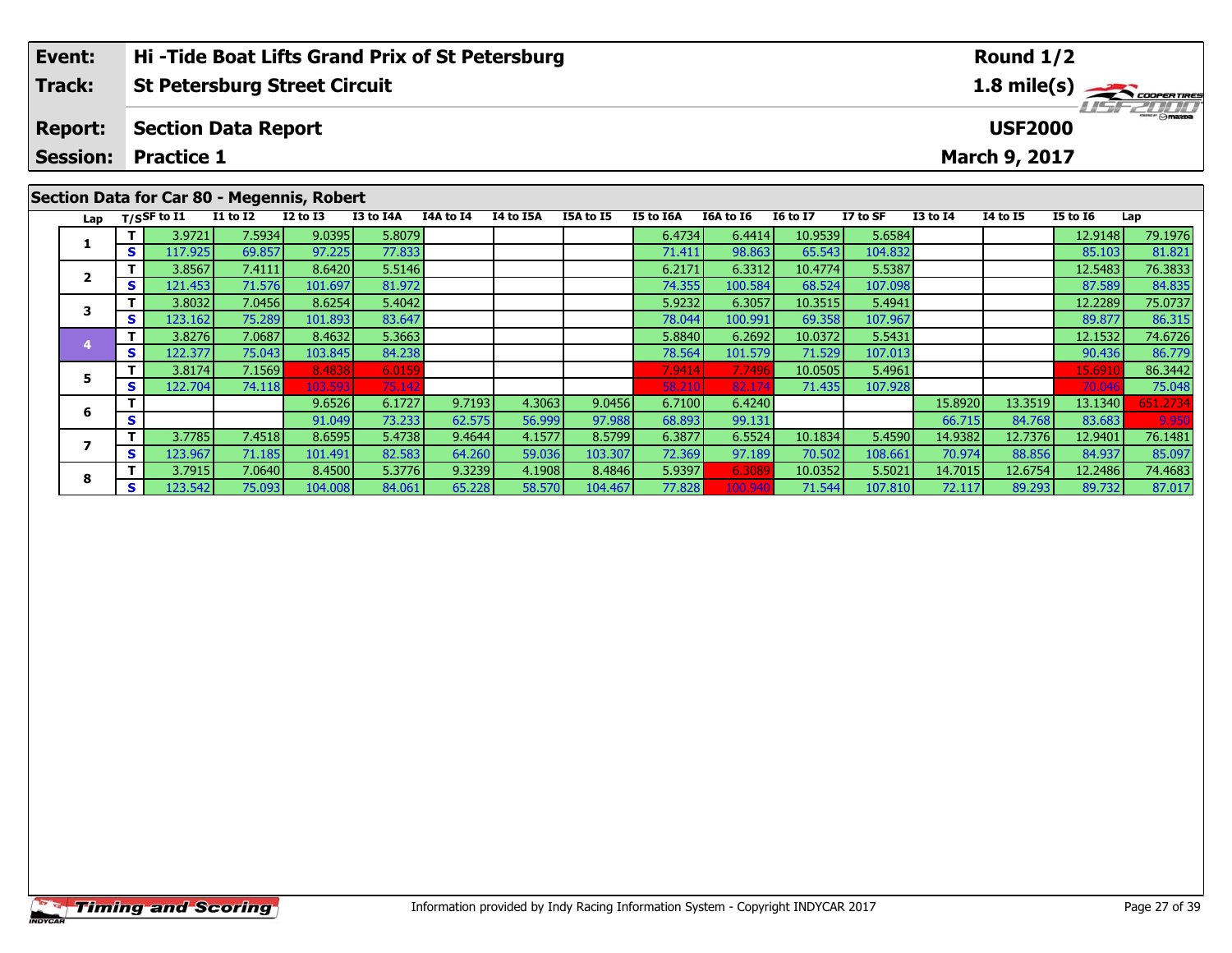| Event: | Hi -Tide Boat Lifts Grand Prix of St Petersburg | Round 1/2 |
|---|---|---|
| Track: | St Petersburg Street Circuit | 1.8 mile(s) |
| Report: | Section Data Report | USF2000 |
| Session: | Practice 1 | March 9, 2017 |

## Section Data for Car 80 - Megennis, Robert

| Lap | T/S | SF to I1 | I1 to I2 | I2 to I3 | I3 to I4A | I4A to I4 | I4 to I5A | I5A to I5 | I5 to I6A | I6A to I6 | I6 to I7 | I7 to SF | I3 to I4 | I4 to I5 | I5 to I6 | Lap |
|---|---|---|---|---|---|---|---|---|---|---|---|---|---|---|---|---|
| 1 | T | 3.9721 | 7.5934 | 9.0395 | 5.8079 | | | | 6.4734 | 6.4414 | 10.9539 | 5.6584 | | | 12.9148 | 79.1976 |
| | S | 117.925 | 69.857 | 97.225 | 77.833 | | | | 71.411 | 98.863 | 65.543 | 104.832 | | | 85.103 | 81.821 |
| 2 | T | 3.8567 | 7.4111 | 8.6420 | 5.5146 | | | | 6.2171 | 6.3312 | 10.4774 | 5.5387 | | | 12.5483 | 76.3833 |
| | S | 121.453 | 71.576 | 101.697 | 81.972 | | | | 74.355 | 100.584 | 68.524 | 107.098 | | | 87.589 | 84.835 |
| 3 | T | 3.8032 | 7.0456 | 8.6254 | 5.4042 | | | | 5.9232 | 6.3057 | 10.3515 | 5.4941 | | | 12.2289 | 75.0737 |
| | S | 123.162 | 75.289 | 101.893 | 83.647 | | | | 78.044 | 100.991 | 69.358 | 107.967 | | | 89.877 | 86.315 |
| 4 | T | 3.8276 | 7.0687 | 8.4632 | 5.3663 | | | | 5.8840 | 6.2692 | 10.0372 | 5.5431 | | | 12.1532 | 74.6726 |
| | S | 122.377 | 75.043 | 103.845 | 84.238 | | | | 78.564 | 101.579 | 71.529 | 107.013 | | | 90.436 | 86.779 |
| 5 | T | 3.8174 | 7.1569 | 8.4838 | 6.0159 | | | | 7.9414 | 7.7496 | 10.0505 | 5.4961 | | | 15.6910 | 86.3442 |
| | S | 122.704 | 74.118 | 103.593 | 75.142 | | | | 58.210 | 82.174 | 71.435 | 107.928 | | | 70.046 | 75.048 |
| 6 | T | | | 9.6526 | 6.1727 | 9.7193 | 4.3063 | 9.0456 | 6.7100 | 6.4240 | | | 15.8920 | 13.3519 | 13.1340 | 651.2734 |
| | S | | | 91.049 | 73.233 | 62.575 | 56.999 | 97.988 | 68.893 | 99.131 | | | 66.715 | 84.768 | 83.683 | 9.950 |
| 7 | T | 3.7785 | 7.4518 | 8.6595 | 5.4738 | 9.4644 | 4.1577 | 8.5799 | 6.3877 | 6.5524 | 10.1834 | 5.4590 | 14.9382 | 12.7376 | 12.9401 | 76.1481 |
| | S | 123.967 | 71.185 | 101.491 | 82.583 | 64.260 | 59.036 | 103.307 | 72.369 | 97.189 | 70.502 | 108.661 | 70.974 | 88.856 | 84.937 | 85.097 |
| 8 | T | 3.7915 | 7.0640 | 8.4500 | 5.3776 | 9.3239 | 4.1908 | 8.4846 | 5.9397 | 6.3089 | 10.0352 | 5.5021 | 14.7015 | 12.6754 | 12.2486 | 74.4683 |
| | S | 123.542 | 75.093 | 104.008 | 84.061 | 65.228 | 58.570 | 104.467 | 77.828 | 100.940 | 71.544 | 107.810 | 72.117 | 89.293 | 89.732 | 87.017 |

Information provided by Indy Racing Information System - Copyright INDYCAR 2017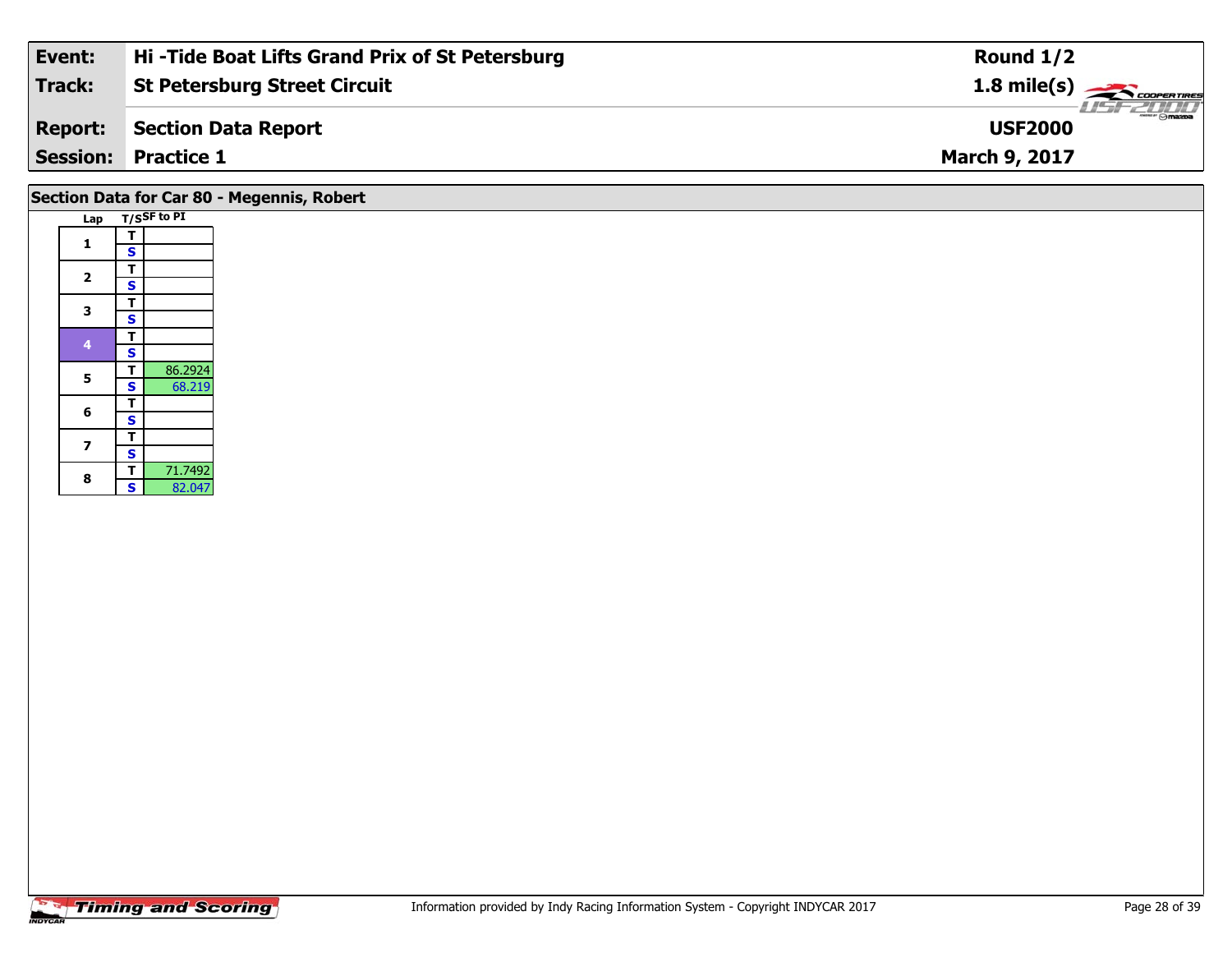| Event: | Hi -Tide Boat Lifts Grand Prix of St Petersburg | Round 1/2 |
| --- | --- | --- |
| Track: | St Petersburg Street Circuit | 1.8 mile(s) |
| Report: | Section Data Report | USF2000 |
| Session: | Practice 1 | March 9, 2017 |

## Section Data for Car 80 - Megennis, Robert

| Lap | T/S | SF to PI |
| --- | --- | --- |
| 1 | T | |
| | S | |
| 2 | T | |
| | S | |
| 3 | T | |
| | S | |
| 4 | T | |
| | S | |
| 5 | T | 86.2924 |
| | S | 68.219 |
| 6 | T | |
| | S | |
| 7 | T | |
| | S | |
| 8 | T | 71.7492 |
| | S | 82.047 |

Information provided by Indy Racing Information System - Copyright INDYCAR 2017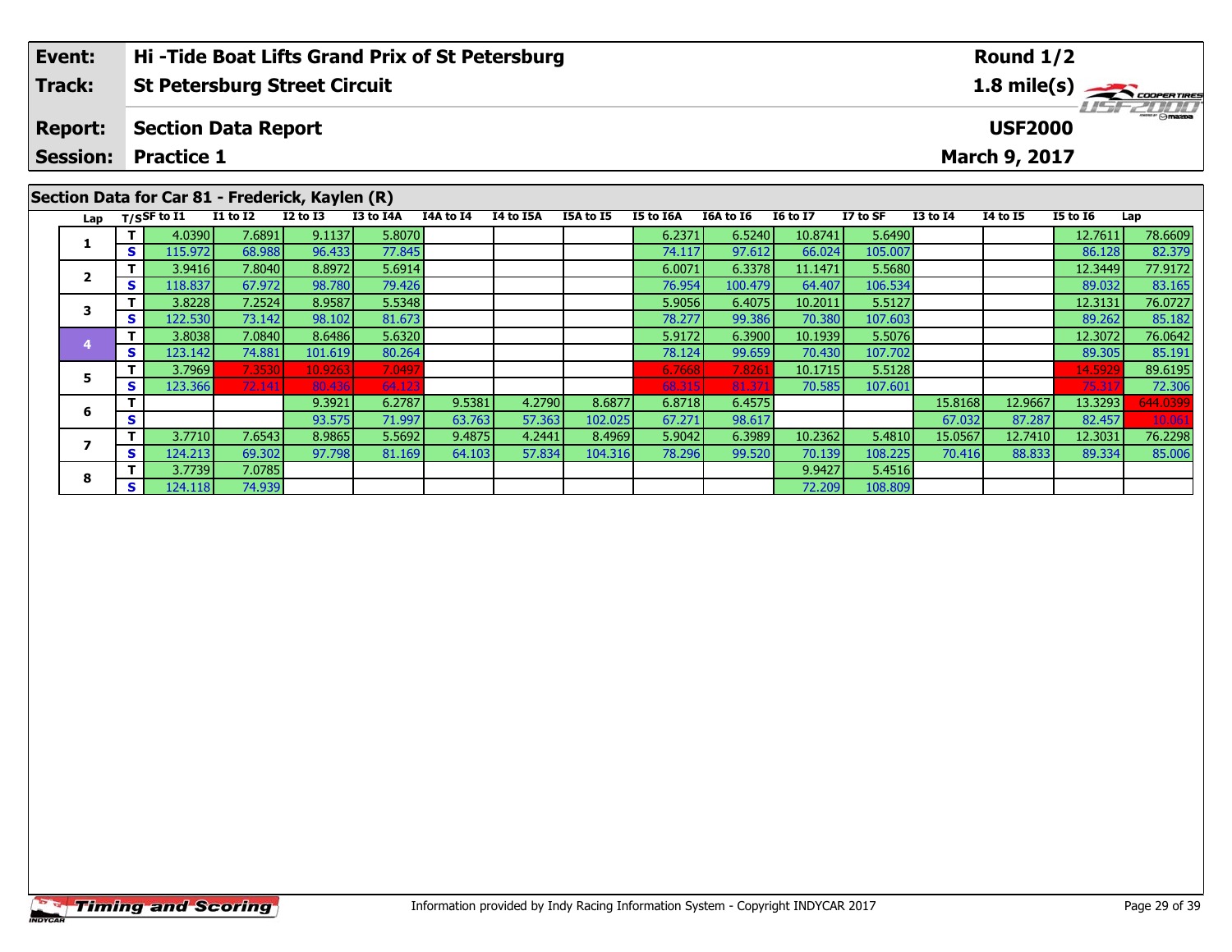| Event: | Hi -Tide Boat Lifts Grand Prix of St Petersburg | Round 1/2 |
|---|---|---|
| Track: | St Petersburg Street Circuit | 1.8 mile(s) |
| Report: | Section Data Report | USF2000 |
| Session: | Practice 1 | March 9, 2017 |

## Section Data for Car 81 - Frederick, Kaylen (R)

| Lap | T/S | SF to I1 | I1 to I2 | I2 to I3 | I3 to I4A | I4A to I4 | I4 to I5A | I5A to I5 | I5 to I6A | I6A to I6 | I6 to I7 | I7 to SF | I3 to I4 | I4 to I5 | I5 to I6 | Lap |
|---|---|---|---|---|---|---|---|---|---|---|---|---|---|---|---|---|
| 1 | T | 4.0390 | 7.6891 | 9.1137 | 5.8070 | | | | 6.2371 | 6.5240 | 10.8741 | 5.6490 | | | 12.7611 | 78.6609 |
| | S | 115.972 | 68.988 | 96.433 | 77.845 | | | | 74.117 | 97.612 | 66.024 | 105.007 | | | 86.128 | 82.379 |
| 2 | T | 3.9416 | 7.8040 | 8.8972 | 5.6914 | | | | 6.0071 | 6.3378 | 11.1471 | 5.5680 | | | 12.3449 | 77.9172 |
| | S | 118.837 | 67.972 | 98.780 | 79.426 | | | | 76.954 | 100.479 | 64.407 | 106.534 | | | 89.032 | 83.165 |
| 3 | T | 3.8228 | 7.2524 | 8.9587 | 5.5348 | | | | 5.9056 | 6.4075 | 10.2011 | 5.5127 | | | 12.3131 | 76.0727 |
| | S | 122.530 | 73.142 | 98.102 | 81.673 | | | | 78.277 | 99.386 | 70.380 | 107.603 | | | 89.262 | 85.182 |
| 4 | T | 3.8038 | 7.0840 | 8.6486 | 5.6320 | | | | 5.9172 | 6.3900 | 10.1939 | 5.5076 | | | 12.3072 | 76.0642 |
| | S | 123.142 | 74.881 | 101.619 | 80.264 | | | | 78.124 | 99.659 | 70.430 | 107.702 | | | 89.305 | 85.191 |
| 5 | T | 3.7969 | 7.3530 | 10.9263 | 7.0497 | | | | 6.7668 | 7.8261 | 10.1715 | 5.5128 | | | 14.5929 | 89.6195 |
| | S | 123.366 | 72.141 | 80.436 | 64.123 | | | | 68.315 | 81.371 | 70.585 | 107.601 | | | 75.317 | 72.306 |
| 6 | T | | | 9.3921 | 6.2787 | 9.5381 | 4.2790 | 8.6877 | 6.8718 | 6.4575 | | | 15.8168 | 12.9667 | 13.3293 | 644.0399 |
| | S | | | 93.575 | 71.997 | 63.763 | 57.363 | 102.025 | 67.271 | 98.617 | | | 67.032 | 87.287 | 82.457 | 10.061 |
| 7 | T | 3.7710 | 7.6543 | 8.9865 | 5.5692 | 9.4875 | 4.2441 | 8.4969 | 5.9042 | 6.3989 | 10.2362 | 5.4810 | 15.0567 | 12.7410 | 12.3031 | 76.2298 |
| | S | 124.213 | 69.302 | 97.798 | 81.169 | 64.103 | 57.834 | 104.316 | 78.296 | 99.520 | 70.139 | 108.225 | 70.416 | 88.833 | 89.334 | 85.006 |
| 8 | T | 3.7739 | 7.0785 | | | | | | | | 9.9427 | 5.4516 | | | | |
| | S | 124.118 | 74.939 | | | | | | | | 72.209 | 108.809 | | | | |

Information provided by Indy Racing Information System - Copyright INDYCAR 2017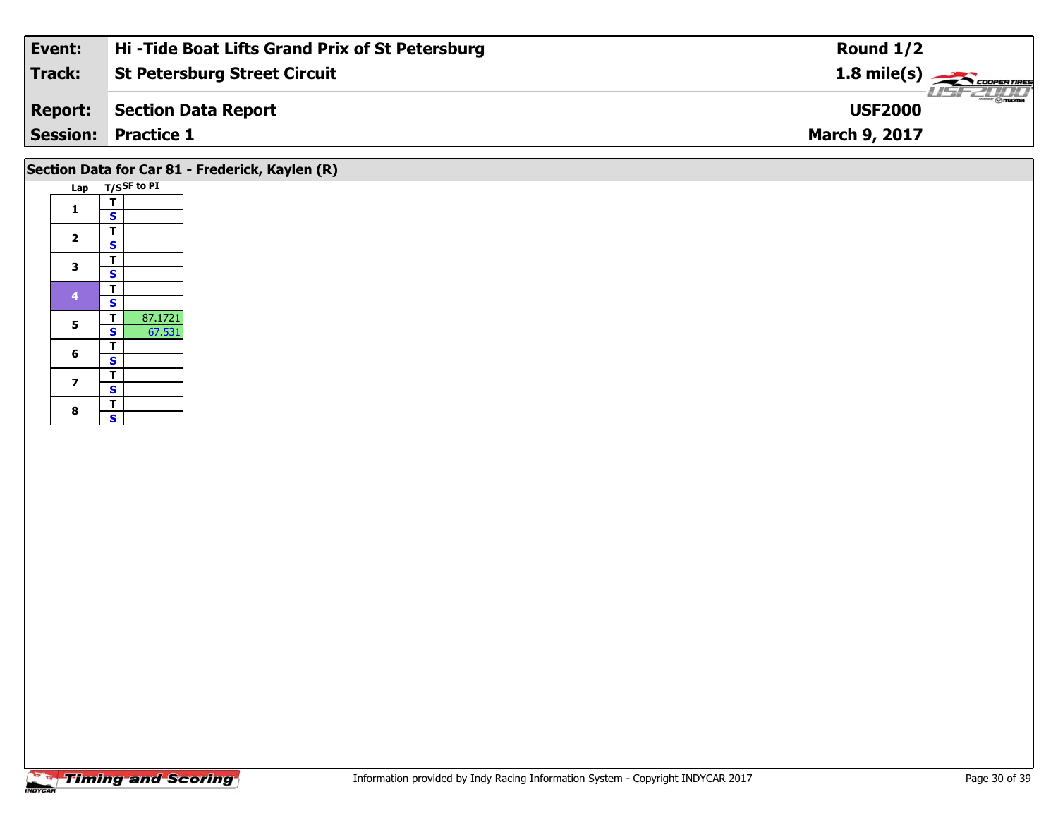| Event: | Hi -Tide Boat Lifts Grand Prix of St Petersburg | Round 1/2 |
|---|---|---|
| Track: | St Petersburg Street Circuit | 1.8 mile(s) |
| Report: | Section Data Report | USF2000 |
| Session: | Practice 1 | March 9, 2017 |

## Section Data for Car 81 - Frederick, Kaylen (R)

| Lap | T/S | SF to PI |
|---|---|---|
| 1 | T | |
| | S | |
| 2 | T | |
| | S | |
| 3 | T | |
| | S | |
| 4 | T | |
| | S | |
| 5 | T | 87.1721 |
| | S | 67.531 |
| 6 | T | |
| | S | |
| 7 | T | |
| | S | |
| 8 | T | |
| | S | |

Information provided by Indy Racing Information System - Copyright INDYCAR 2017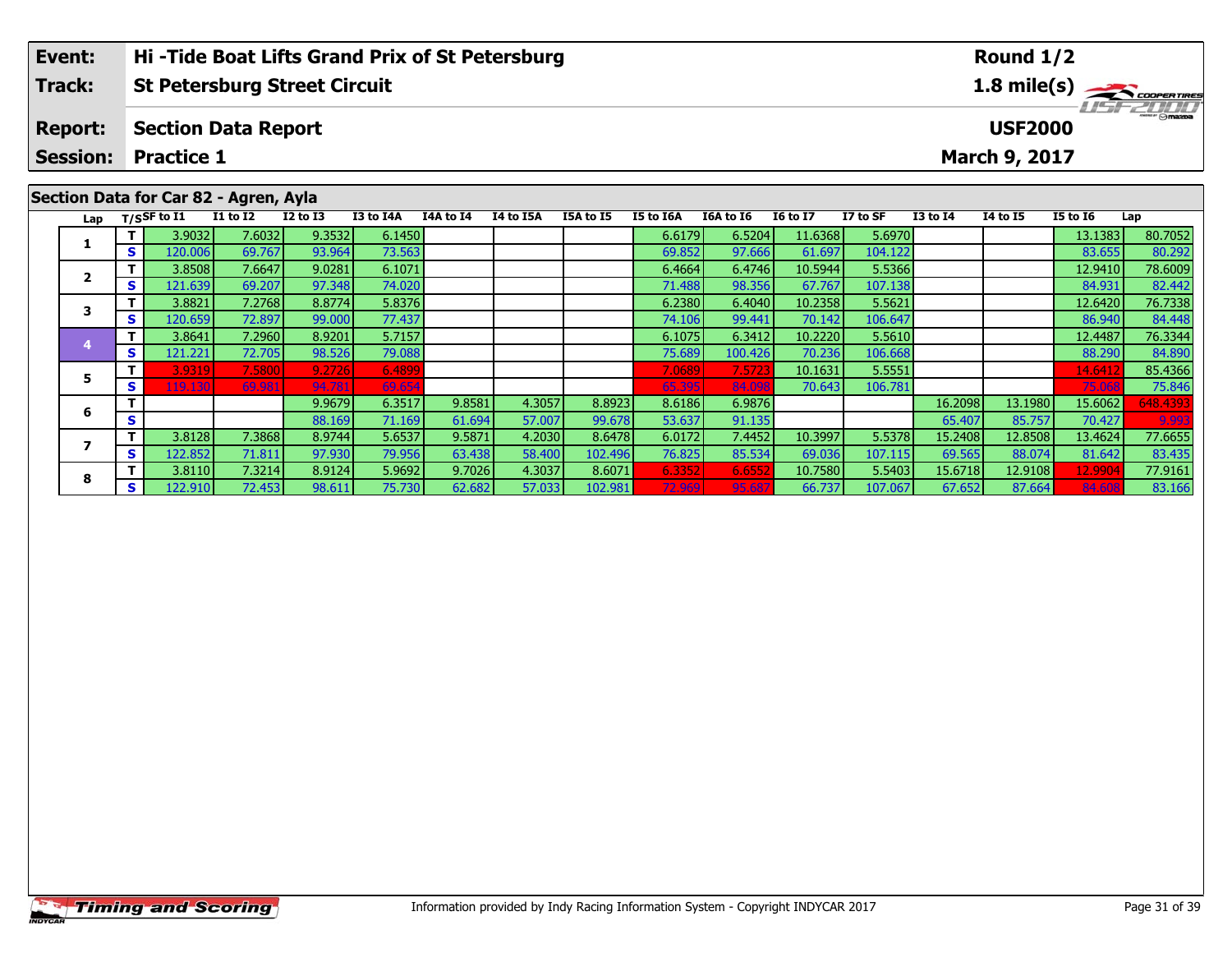| Event: | Hi -Tide Boat Lifts Grand Prix of St Petersburg | Round 1/2 |
|---|---|---|
| Track: | St Petersburg Street Circuit | 1.8 mile(s) |
| Report: | Section Data Report | USF2000 |
| Session: | Practice 1 | March 9, 2017 |

## Section Data for Car 82 - Agren, Ayla

| Lap | T/S | SF to I1 | I1 to I2 | I2 to I3 | I3 to I4A | I4A to I4 | I4 to I5A | I5A to I5 | I5 to I6A | I6A to I6 | I6 to I7 | I7 to SF | I3 to I4 | I4 to I5 | I5 to I6 | Lap |
|---|---|---|---|---|---|---|---|---|---|---|---|---|---|---|---|---|
| 1 | T | 3.9032 | 7.6032 | 9.3532 | 6.1450 | | | | 6.6179 | 6.5204 | 11.6368 | 5.6970 | | | 13.1383 | 80.7052 |
| | S | 120.006 | 69.767 | 93.964 | 73.563 | | | | 69.852 | 97.666 | 61.697 | 104.122 | | | 83.655 | 80.292 |
| 2 | T | 3.8508 | 7.6647 | 9.0281 | 6.1071 | | | | 6.4664 | 6.4746 | 10.5944 | 5.5366 | | | 12.9410 | 78.6009 |
| | S | 121.639 | 69.207 | 97.348 | 74.020 | | | | 71.488 | 98.356 | 67.767 | 107.138 | | | 84.931 | 82.442 |
| 3 | T | 3.8821 | 7.2768 | 8.8774 | 5.8376 | | | | 6.2380 | 6.4040 | 10.2358 | 5.5621 | | | 12.6420 | 76.7338 |
| | S | 120.659 | 72.897 | 99.000 | 77.437 | | | | 74.106 | 99.441 | 70.142 | 106.647 | | | 86.940 | 84.448 |
| 4 | T | 3.8641 | 7.2960 | 8.9201 | 5.7157 | | | | 6.1075 | 6.3412 | 10.2220 | 5.5610 | | | 12.4487 | 76.3344 |
| | S | 121.221 | 72.705 | 98.526 | 79.088 | | | | 75.689 | 100.426 | 70.236 | 106.668 | | | 88.290 | 84.890 |
| 5 | T | 3.9319 | 7.5800 | 9.2726 | 6.4899 | | | | 7.0689 | 7.5723 | 10.1631 | 5.5551 | | | 14.6412 | 85.4366 |
| | S | 119.130 | 69.981 | 94.781 | 69.654 | | | | 65.395 | 84.098 | 70.643 | 106.781 | | | 75.068 | 75.846 |
| 6 | T | | | 9.9679 | 6.3517 | 9.8581 | 4.3057 | 8.8923 | 8.6186 | 6.9876 | | | 16.2098 | 13.1980 | 15.6062 | 648.4393 |
| | S | | | 88.169 | 71.169 | 61.694 | 57.007 | 99.678 | 53.637 | 91.135 | | | 65.407 | 85.757 | 70.427 | 9.993 |
| 7 | T | 3.8128 | 7.3868 | 8.9744 | 5.6537 | 9.5871 | 4.2030 | 8.6478 | 6.0172 | 7.4452 | 10.3997 | 5.5378 | 15.2408 | 12.8508 | 13.4624 | 77.6655 |
| | S | 122.852 | 71.811 | 97.930 | 79.956 | 63.438 | 58.400 | 102.496 | 76.825 | 85.534 | 69.036 | 107.115 | 69.565 | 88.074 | 81.642 | 83.435 |
| 8 | T | 3.8110 | 7.3214 | 8.9124 | 5.9692 | 9.7026 | 4.3037 | 8.6071 | 6.3352 | 6.6552 | 10.7580 | 5.5403 | 15.6718 | 12.9108 | 12.9904 | 77.9161 |
| | S | 122.910 | 72.453 | 98.611 | 75.730 | 62.682 | 57.033 | 102.981 | 72.969 | 95.687 | 66.737 | 107.067 | 67.652 | 87.664 | 84.608 | 83.166 |

Information provided by Indy Racing Information System - Copyright INDYCAR 2017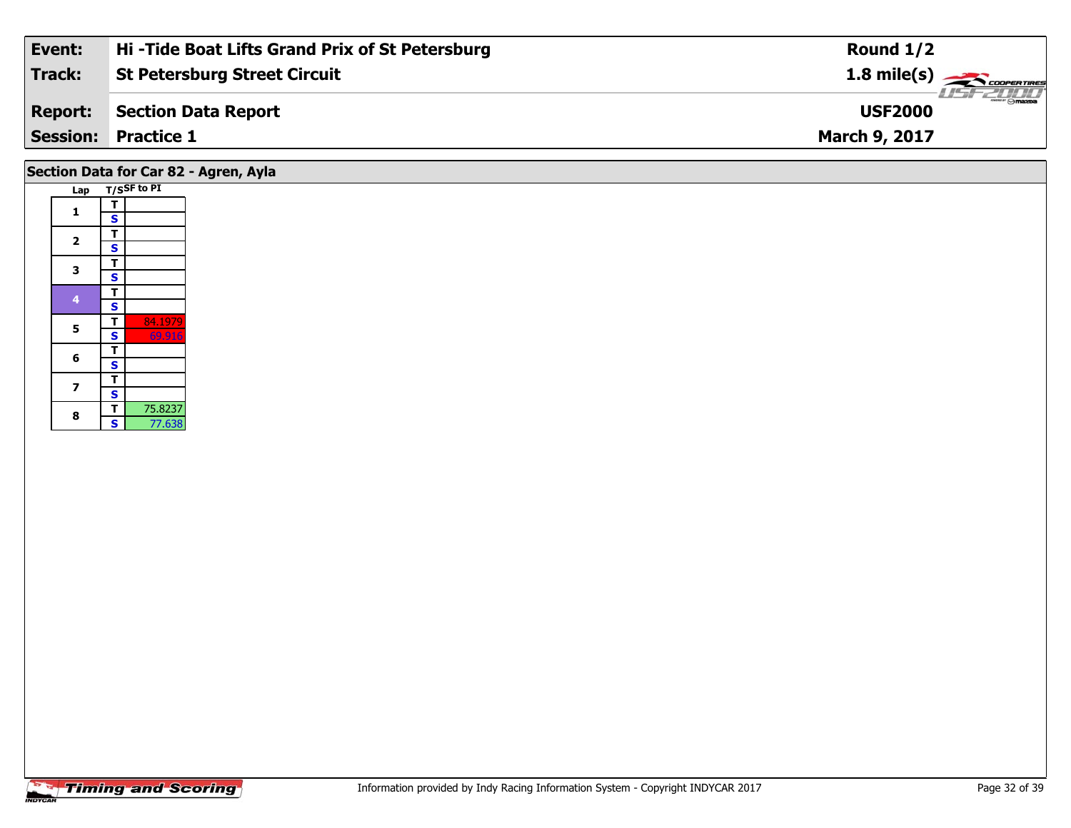| | |
|---|---|
| **Event:** | **Hi -Tide Boat Lifts Grand Prix of St Petersburg** |
| **Track:** | **St Petersburg Street Circuit** |
| **Report:** | **Section Data Report** |
| **Session:** | **Practice 1** |

**Round 1/2**
**1.8 mile(s)**
**USF2000**
**March 9, 2017**

## Section Data for Car 82 - Agren, Ayla

| Lap | T/S | SF to PI |
|---|---|---|
| 1 | T | |
| | S | |
| 2 | T | |
| | S | |
| 3 | T | |
| | S | |
| 4 | T | |
| | S | |
| 5 | T | 84.1979 |
| | S | 69.916 |
| 6 | T | |
| | S | |
| 7 | T | |
| | S | |
| 8 | T | 75.8237 |
| | S | 77.638 |

Information provided by Indy Racing Information System - Copyright INDYCAR 2017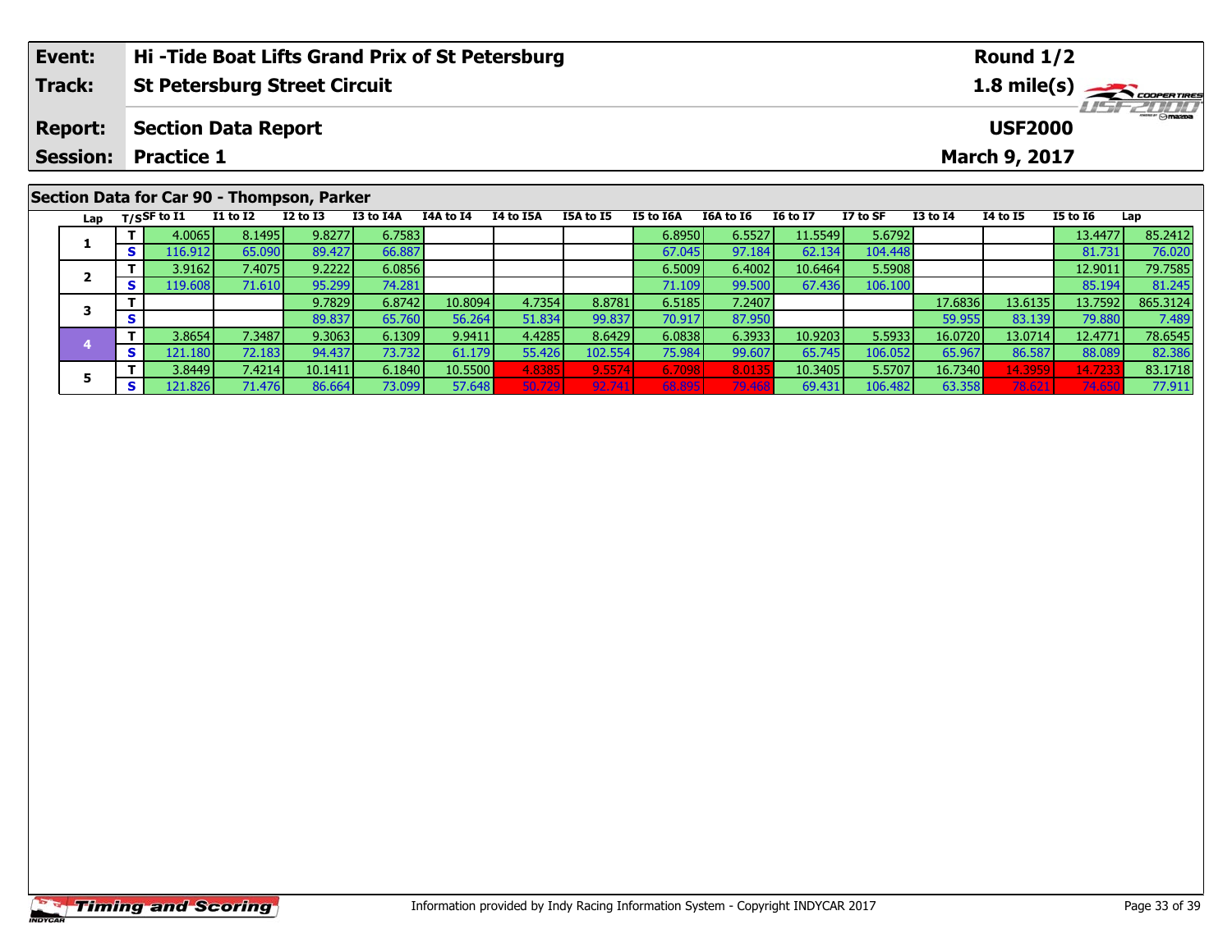| Event: | Hi -Tide Boat Lifts Grand Prix of St Petersburg | Round 1/2 |
|---|---|---|
| Track: | St Petersburg Street Circuit | 1.8 mile(s) |
| Report: | Section Data Report | USF2000 |
| Session: | Practice 1 | March 9, 2017 |

## Section Data for Car 90 - Thompson, Parker

| Lap | T/S | SF to I1 | I1 to I2 | I2 to I3 | I3 to I4A | I4A to I4 | I4 to I5A | I5A to I5 | I5 to I6A | I6A to I6 | I6 to I7 | I7 to SF | I3 to I4 | I4 to I5 | I5 to I6 | Lap |
|---|---|---|---|---|---|---|---|---|---|---|---|---|---|---|---|---|
| 1 | T | 4.0065 | 8.1495 | 9.8277 | 6.7583 | | | | 6.8950 | 6.5527 | 11.5549 | 5.6792 | | | 13.4477 | 85.2412 |
| | S | 116.912 | 65.090 | 89.427 | 66.887 | | | | 67.045 | 97.184 | 62.134 | 104.448 | | | 81.731 | 76.020 |
| 2 | T | 3.9162 | 7.4075 | 9.2222 | 6.0856 | | | | 6.5009 | 6.4002 | 10.6464 | 5.5908 | | | 12.9011 | 79.7585 |
| | S | 119.608 | 71.610 | 95.299 | 74.281 | | | | 71.109 | 99.500 | 67.436 | 106.100 | | | 85.194 | 81.245 |
| 3 | T | | | 9.7829 | 6.8742 | 10.8094 | 4.7354 | 8.8781 | 6.5185 | 7.2407 | | | 17.6836 | 13.6135 | 13.7592 | 865.3124 |
| | S | | | 89.837 | 65.760 | 56.264 | 51.834 | 99.837 | 70.917 | 87.950 | | | 59.955 | 83.139 | 79.880 | 7.489 |
| 4 | T | 3.8654 | 7.3487 | 9.3063 | 6.1309 | 9.9411 | 4.4285 | 8.6429 | 6.0838 | 6.3933 | 10.9203 | 5.5933 | 16.0720 | 13.0714 | 12.4771 | 78.6545 |
| | S | 121.180 | 72.183 | 94.437 | 73.732 | 61.179 | 55.426 | 102.554 | 75.984 | 99.607 | 65.745 | 106.052 | 65.967 | 86.587 | 88.089 | 82.386 |
| 5 | T | 3.8449 | 7.4214 | 10.1411 | 6.1840 | 10.5500 | 4.8385 | 9.5574 | 6.7098 | 8.0135 | 10.3405 | 5.5707 | 16.7340 | 14.3959 | 14.7233 | 83.1718 |
| | S | 121.826 | 71.476 | 86.664 | 73.099 | 57.648 | 50.729 | 92.741 | 68.895 | 79.468 | 69.431 | 106.482 | 63.358 | 78.621 | 74.650 | 77.911 |

Information provided by Indy Racing Information System - Copyright INDYCAR 2017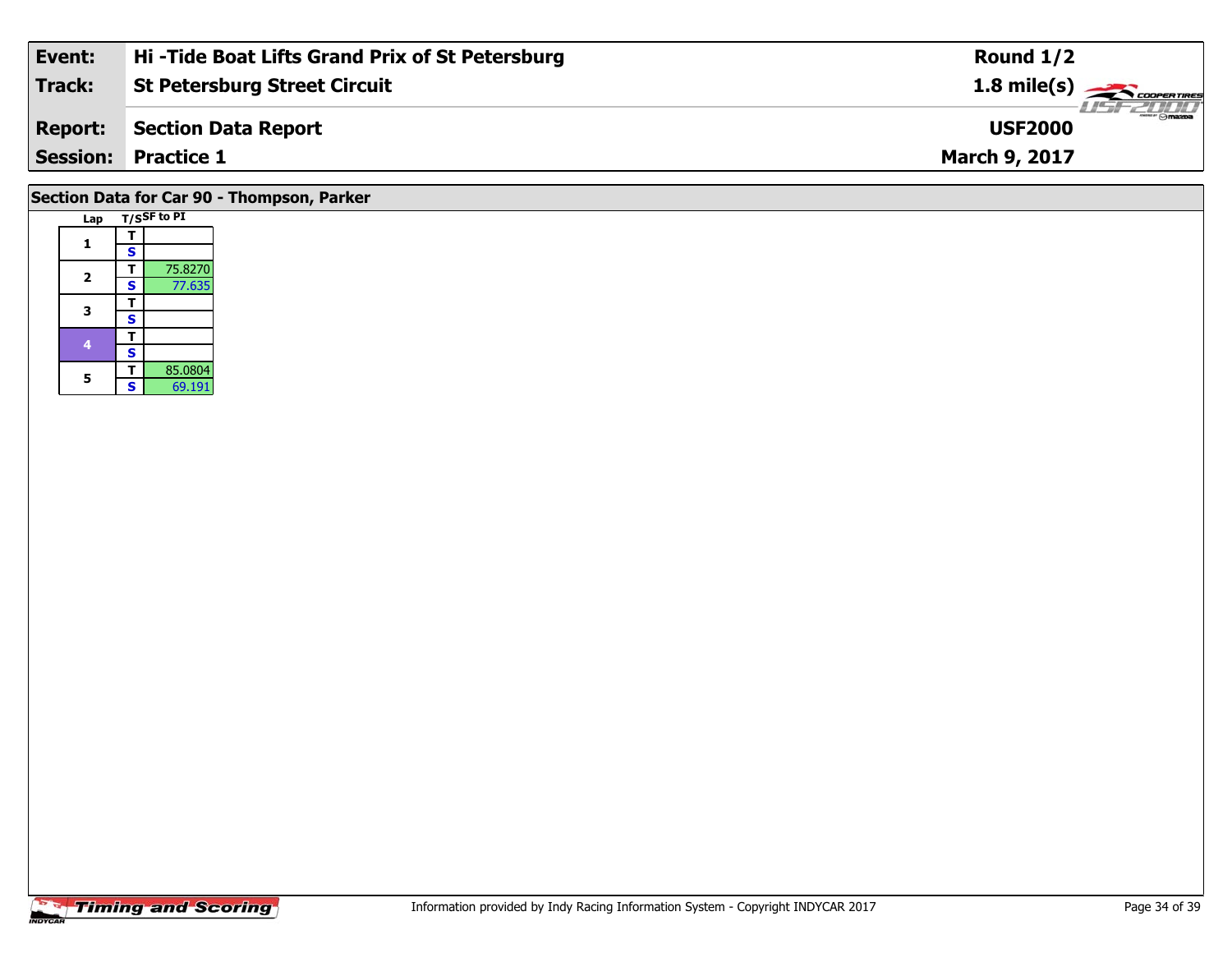| **Event:** | **Hi -Tide Boat Lifts Grand Prix of St Petersburg** | **Round 1/2** |
|---|---|---|
| **Track:** | **St Petersburg Street Circuit** | **1.8 mile(s)** |
| **Report:** | **Section Data Report** | **USF2000** |
| **Session:** | **Practice 1** | **March 9, 2017** |

## Section Data for Car 90 - Thompson, Parker

| Lap | T/S | SF to PI |
|---|---|---|
| 1 | T | |
| | S | |
| 2 | T | 75.8270 |
| | S | 77.635 |
| 3 | T | |
| | S | |
| 4 | T | |
| | S | |
| 5 | T | 85.0804 |
| | S | 69.191 |

Information provided by Indy Racing Information System - Copyright INDYCAR 2017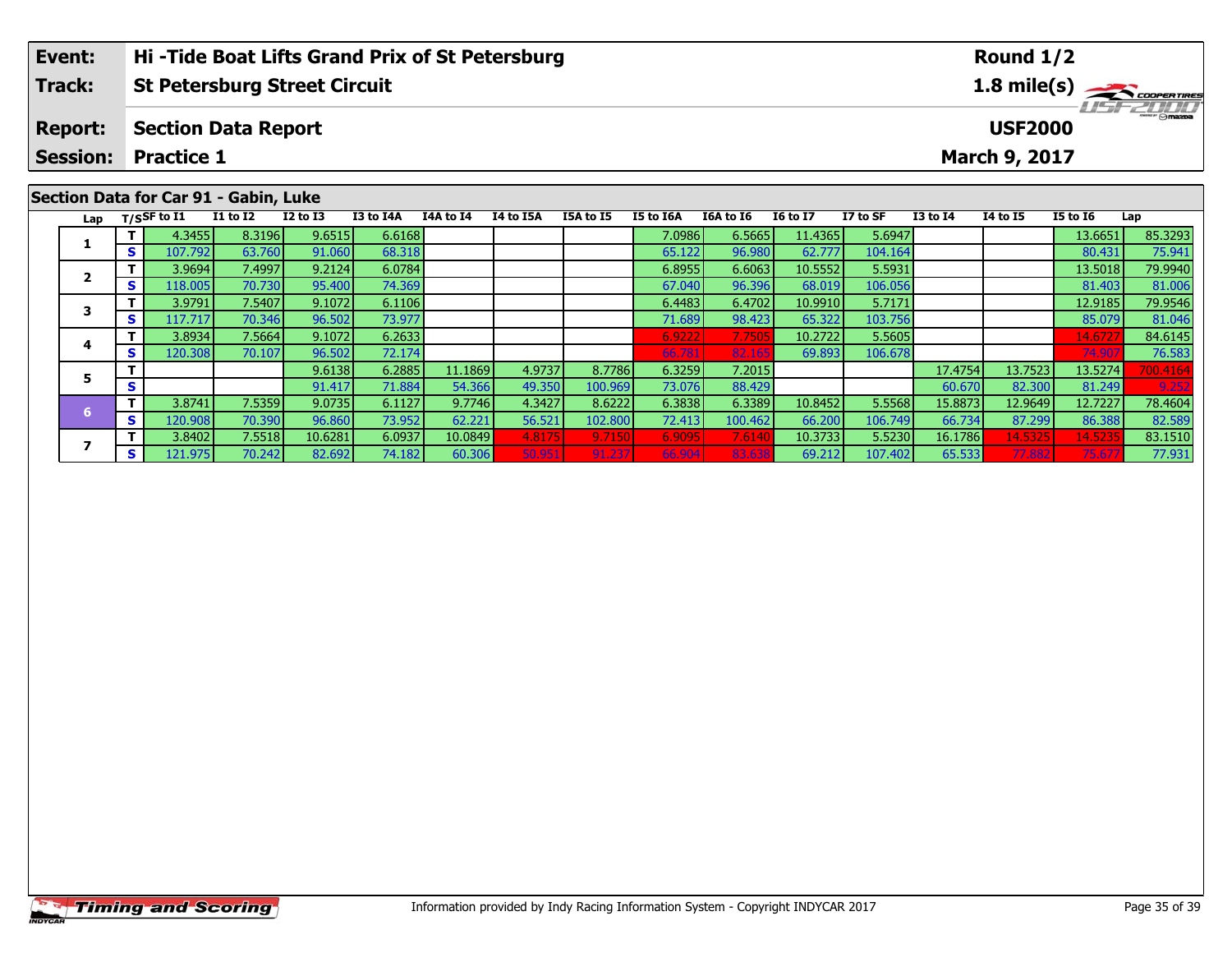| Event: | Hi -Tide Boat Lifts Grand Prix of St Petersburg | Round 1/2 |
|---|---|---|
| Track: | St Petersburg Street Circuit | 1.8 mile(s) |
| Report: | Section Data Report | USF2000 |
| Session: | Practice 1 | March 9, 2017 |

## Section Data for Car 91 - Gabin, Luke

| Lap | T/S | SF to I1 | I1 to I2 | I2 to I3 | I3 to I4A | I4A to I4 | I4 to I5A | I5A to I5 | I5 to I6A | I6A to I6 | I6 to I7 | I7 to SF | I3 to I4 | I4 to I5 | I5 to I6 | Lap |
|---|---|---|---|---|---|---|---|---|---|---|---|---|---|---|---|---|
| 1 | T | 4.3455 | 8.3196 | 9.6515 | 6.6168 | | | | 7.0986 | 6.5665 | 11.4365 | 5.6947 | | | 13.6651 | 85.3293 |
| | S | 107.792 | 63.760 | 91.060 | 68.318 | | | | 65.122 | 96.980 | 62.777 | 104.164 | | | 80.431 | 75.941 |
| 2 | T | 3.9694 | 7.4997 | 9.2124 | 6.0784 | | | | 6.8955 | 6.6063 | 10.5552 | 5.5931 | | | 13.5018 | 79.9940 |
| | S | 118.005 | 70.730 | 95.400 | 74.369 | | | | 67.040 | 96.396 | 68.019 | 106.056 | | | 81.403 | 81.006 |
| 3 | T | 3.9791 | 7.5407 | 9.1072 | 6.1106 | | | | 6.4483 | 6.4702 | 10.9910 | 5.7171 | | | 12.9185 | 79.9546 |
| | S | 117.717 | 70.346 | 96.502 | 73.977 | | | | 71.689 | 98.423 | 65.322 | 103.756 | | | 85.079 | 81.046 |
| 4 | T | 3.8934 | 7.5664 | 9.1072 | 6.2633 | | | | 6.9222 | 7.7505 | 10.2722 | 5.5605 | | | 14.6727 | 84.6145 |
| | S | 120.308 | 70.107 | 96.502 | 72.174 | | | | 66.781 | 82.165 | 69.893 | 106.678 | | | 74.907 | 76.583 |
| 5 | T | | | 9.6138 | 6.2885 | 11.1869 | 4.9737 | 8.7786 | 6.3259 | 7.2015 | | | 17.4754 | 13.7523 | 13.5274 | 700.4164 |
| | S | | | 91.417 | 71.884 | 54.366 | 49.350 | 100.969 | 73.076 | 88.429 | | | 60.670 | 82.300 | 81.249 | 9.252 |
| 6 | T | 3.8741 | 7.5359 | 9.0735 | 6.1127 | 9.7746 | 4.3427 | 8.6222 | 6.3838 | 6.3389 | 10.8452 | 5.5568 | 15.8873 | 12.9649 | 12.7227 | 78.4604 |
| | S | 120.908 | 70.390 | 96.860 | 73.952 | 62.221 | 56.521 | 102.800 | 72.413 | 100.462 | 66.200 | 106.749 | 66.734 | 87.299 | 86.388 | 82.589 |
| 7 | T | 3.8402 | 7.5518 | 10.6281 | 6.0937 | 10.0849 | 4.8175 | 9.7150 | 6.9095 | 7.6140 | 10.3733 | 5.5230 | 16.1786 | 14.5325 | 14.5235 | 83.1510 |
| | S | 121.975 | 70.242 | 82.692 | 74.182 | 60.306 | 50.951 | 91.237 | 66.904 | 83.638 | 69.212 | 107.402 | 65.533 | 77.882 | 75.677 | 77.931 |

Information provided by Indy Racing Information System - Copyright INDYCAR 2017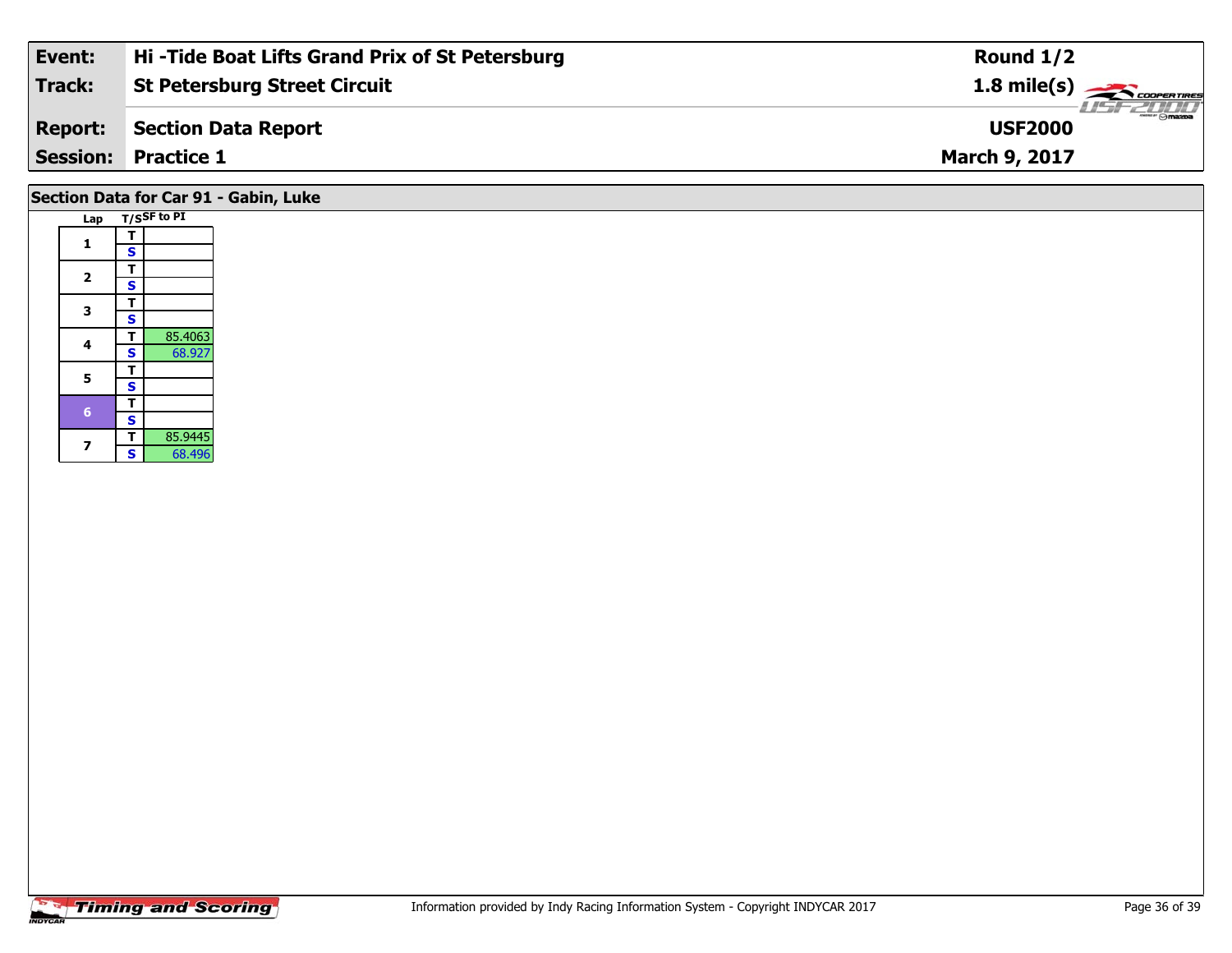| Event: | Hi -Tide Boat Lifts Grand Prix of St Petersburg | Round 1/2 |
|---|---|---|
| Track: | St Petersburg Street Circuit | 1.8 mile(s) |
| Report: | Section Data Report | USF2000 |
| Session: | Practice 1 | March 9, 2017 |

## Section Data for Car 91 - Gabin, Luke

| Lap | T/S | SF to PI |
|---|---|---|
| 1 | T | |
| | S | |
| 2 | T | |
| | S | |
| 3 | T | |
| | S | |
| 4 | T | 85.4063 |
| | S | 68.927 |
| 5 | T | |
| | S | |
| 6 | T | |
| | S | |
| 7 | T | 85.9445 |
| | S | 68.496 |

Information provided by Indy Racing Information System - Copyright INDYCAR 2017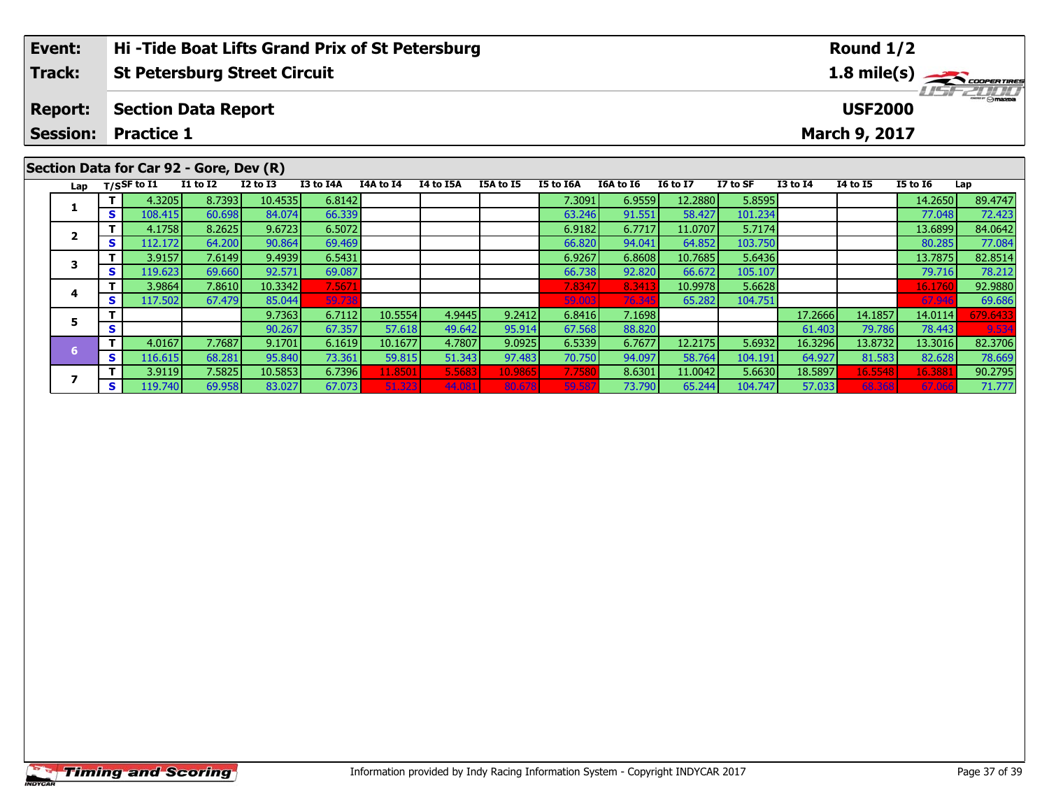| Event: | Hi -Tide Boat Lifts Grand Prix of St Petersburg | Round 1/2 |
|---|---|---|
| Track: | St Petersburg Street Circuit | 1.8 mile(s) |
| Report: | Section Data Report | USF2000 |
| Session: | Practice 1 | March 9, 2017 |

## Section Data for Car 92 - Gore, Dev (R)

| Lap | T/S | SF to I1 | I1 to I2 | I2 to I3 | I3 to I4A | I4A to I4 | I4 to I5A | I5A to I5 | I5 to I6A | I6A to I6 | I6 to I7 | I7 to SF | I3 to I4 | I4 to I5 | I5 to I6 | Lap |
|---|---|---|---|---|---|---|---|---|---|---|---|---|---|---|---|---|
| 1 | T | 4.3205 | 8.7393 | 10.4535 | 6.8142 | | | | 7.3091 | 6.9559 | 12.2880 | 5.8595 | | | 14.2650 | 89.4747 |
| | S | 108.415 | 60.698 | 84.074 | 66.339 | | | | 63.246 | 91.551 | 58.427 | 101.234 | | | 77.048 | 72.423 |
| 2 | T | 4.1758 | 8.2625 | 9.6723 | 6.5072 | | | | 6.9182 | 6.7717 | 11.0707 | 5.7174 | | | 13.6899 | 84.0642 |
| | S | 112.172 | 64.200 | 90.864 | 69.469 | | | | 66.820 | 94.041 | 64.852 | 103.750 | | | 80.285 | 77.084 |
| 3 | T | 3.9157 | 7.6149 | 9.4939 | 6.5431 | | | | 6.9267 | 6.8608 | 10.7685 | 5.6436 | | | 13.7875 | 82.8514 |
| | S | 119.623 | 69.660 | 92.571 | 69.087 | | | | 66.738 | 92.820 | 66.672 | 105.107 | | | 79.716 | 78.212 |
| 4 | T | 3.9864 | 7.8610 | 10.3342 | 7.5671 | | | | 7.8347 | 8.3413 | 10.9978 | 5.6628 | | | 16.1760 | 92.9880 |
| | S | 117.502 | 67.479 | 85.044 | 59.738 | | | | 59.003 | 76.345 | 65.282 | 104.751 | | | 67.946 | 69.686 |
| 5 | T | | | 9.7363 | 6.7112 | 10.5554 | 4.9445 | 9.2412 | 6.8416 | 7.1698 | | | 17.2666 | 14.1857 | 14.0114 | 679.6433 |
| | S | | | 90.267 | 67.357 | 57.618 | 49.642 | 95.914 | 67.568 | 88.820 | | | 61.403 | 79.786 | 78.443 | 9.534 |
| 6 | T | 4.0167 | 7.7687 | 9.1701 | 6.1619 | 10.1677 | 4.7807 | 9.0925 | 6.5339 | 6.7677 | 12.2175 | 5.6932 | 16.3296 | 13.8732 | 13.3016 | 82.3706 |
| | S | 116.615 | 68.281 | 95.840 | 73.361 | 59.815 | 51.343 | 97.483 | 70.750 | 94.097 | 58.764 | 104.191 | 64.927 | 81.583 | 82.628 | 78.669 |
| 7 | T | 3.9119 | 7.5825 | 10.5853 | 6.7396 | 11.8501 | 5.5683 | 10.9865 | 7.7580 | 8.6301 | 11.0042 | 5.6630 | 18.5897 | 16.5548 | 16.3881 | 90.2795 |
| | S | 119.740 | 69.958 | 83.027 | 67.073 | 51.323 | 44.081 | 80.678 | 59.587 | 73.790 | 65.244 | 104.747 | 57.033 | 68.368 | 67.066 | 71.777 |

Information provided by Indy Racing Information System - Copyright INDYCAR 2017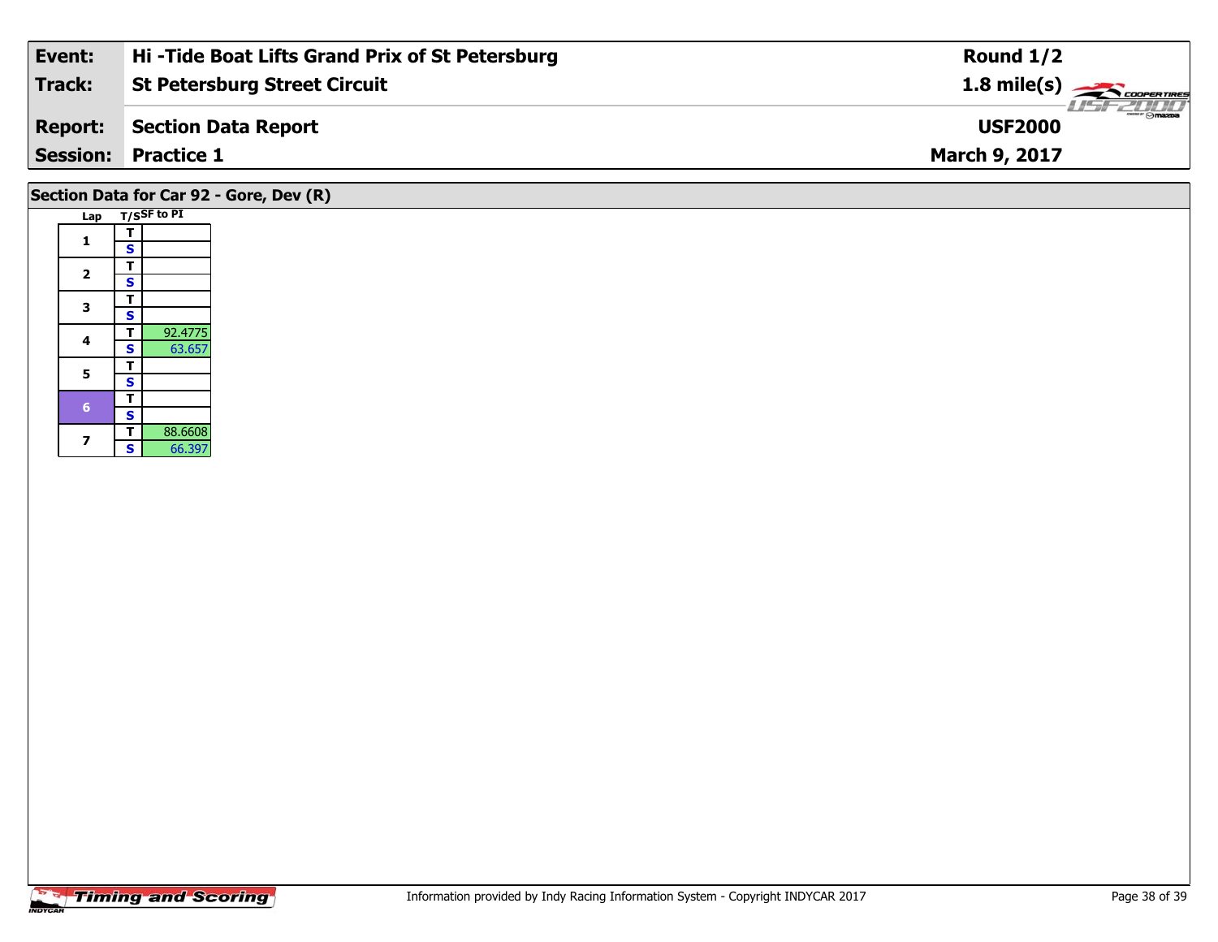| **Event:** | **Hi -Tide Boat Lifts Grand Prix of St Petersburg** | **Round 1/2** |
|---|---|---|
| **Track:** | **St Petersburg Street Circuit** | **1.8 mile(s)** |
| **Report:** | **Section Data Report** | **USF2000** |
| **Session:** | **Practice 1** | **March 9, 2017** |

## Section Data for Car 92 - Gore, Dev (R)

| Lap | T/S | SF to PI |
|---|---|---|
| 1 | T | |
| | S | |
| 2 | T | |
| | S | |
| 3 | T | |
| | S | |
| 4 | T | 92.4775 |
| | S | 63.657 |
| 5 | T | |
| | S | |
| 6 | T | |
| | S | |
| 7 | T | 88.6608 |
| | S | 66.397 |

Information provided by Indy Racing Information System - Copyright INDYCAR 2017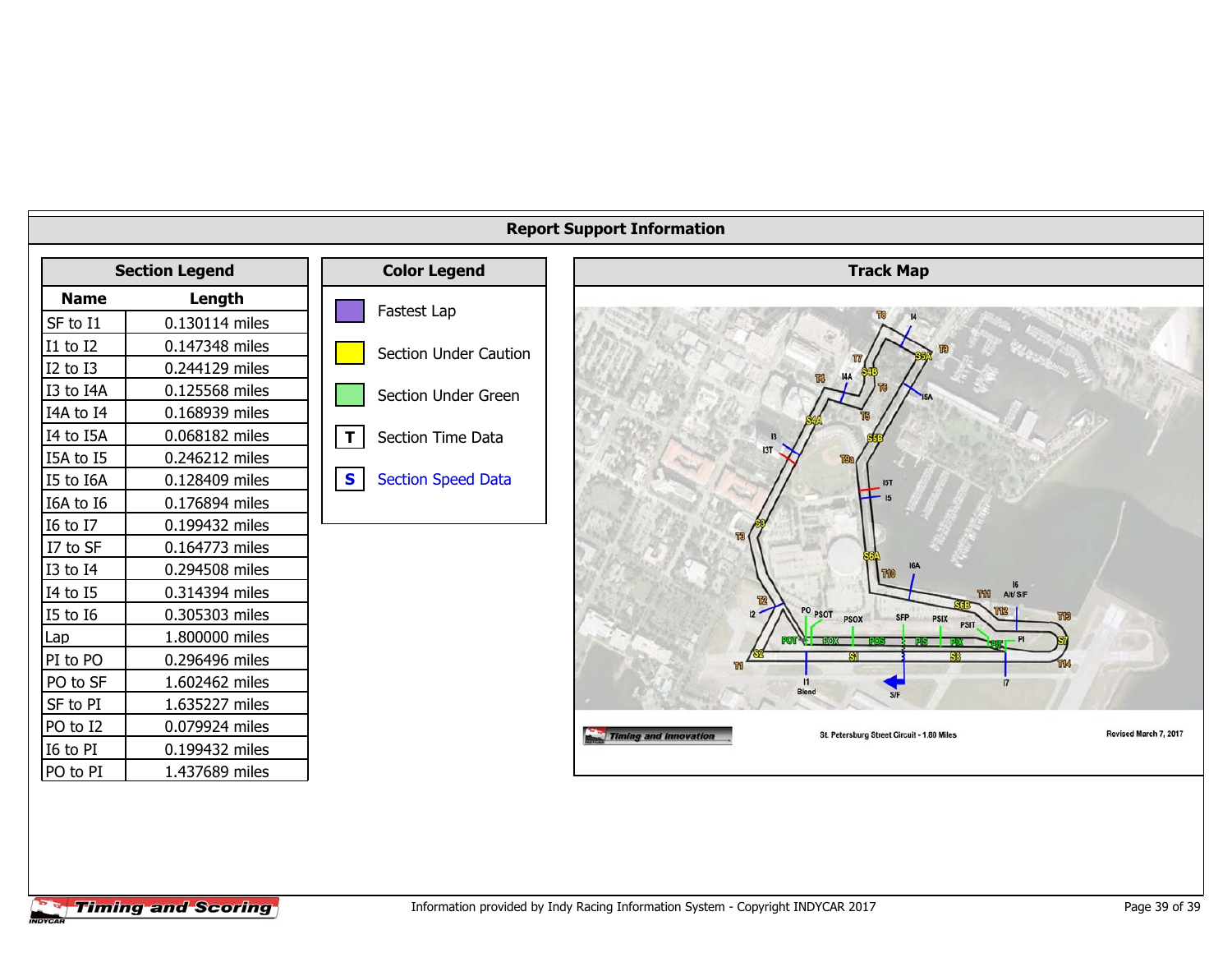## Report Support Information

### Section Legend

| Name | Length |
|---|---|
| SF to I1 | 0.130114 miles |
| I1 to I2 | 0.147348 miles |
| I2 to I3 | 0.244129 miles |
| I3 to I4A | 0.125568 miles |
| I4A to I4 | 0.168939 miles |
| I4 to I5A | 0.068182 miles |
| I5A to I5 | 0.246212 miles |
| I5 to I6A | 0.128409 miles |
| I6A to I6 | 0.176894 miles |
| I6 to I7 | 0.199432 miles |
| I7 to SF | 0.164773 miles |
| I3 to I4 | 0.294508 miles |
| I4 to I5 | 0.314394 miles |
| I5 to I6 | 0.305303 miles |
| Lap | 1.800000 miles |
| PI to PO | 0.296496 miles |
| PO to SF | 1.602462 miles |
| SF to PI | 1.635227 miles |
| PO to I2 | 0.079924 miles |
| I6 to PI | 0.199432 miles |
| PO to PI | 1.437689 miles |

### Color Legend

- Fastest Lap
- Section Under Caution
- Section Under Green
- T Section Time Data
- S Section Speed Data

### Track Map

T8 I4 S5A T9 T7 I4A S4B T4 T6 I5A S4A T5 I3 S5B I3T T9a I5T I5 S3 T3 S6A T10 I6A I6 T11 Alt S/F S6B T12 T13 T2 PO PSOT I2 PSOX SFP PSIX PSIT POT POX POS PIS PIX PIT PI S7 S2 S1 S3 T1 T14 I1 Blend I7 S/F

Timing and Innovation

St. Petersburg Street Circuit - 1.80 Miles

Revised March 7, 2017

Information provided by Indy Racing Information System - Copyright INDYCAR 2017